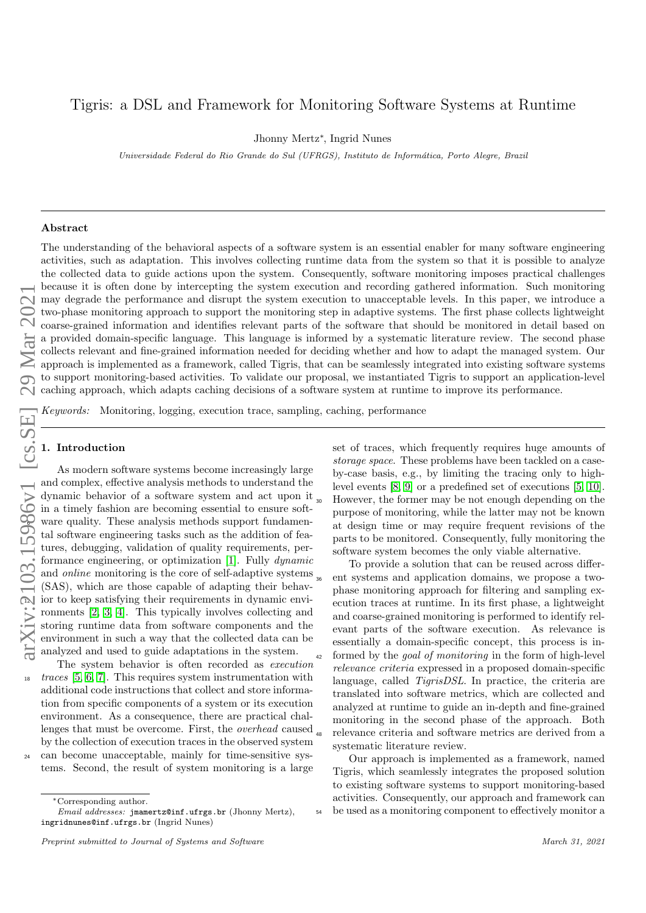# Tigris: a DSL and Framework for Monitoring Software Systems at Runtime

Jhonny Mertz*, Ingrid Nunes

*Universidade Federal do Rio Grande do Sul (UFRGS), Instituto de Informática, Porto Alegre, Brazil*

## Abstract

The understanding of the behavioral aspects of a software system is an essential enabler for many software engineering activities, such as adaptation. This involves collecting runtime data from the system so that it is possible to analyze the collected data to guide actions upon the system. Consequently, software monitoring imposes practical challenges because it is often done by intercepting the system execution and recording gathered information. Such monitoring may degrade the performance and disrupt the system execution to unacceptable levels. In this paper, we introduce a two-phase monitoring approach to support the monitoring step in adaptive systems. The first phase collects lightweight coarse-grained information and identifies relevant parts of the software that should be monitored in detail based on a provided domain-specific language. This language is informed by a systematic literature review. The second phase collects relevant and fine-grained information needed for deciding whether and how to adapt the managed system. Our approach is implemented as a framework, called Tigris, that can be seamlessly integrated into existing software systems to support monitoring-based activities. To validate our proposal, we instantiated Tigris to support an application-level caching approach, which adapts caching decisions of a software system at runtime to improve its performance.

*Keywords:* Monitoring, logging, execution trace, sampling, caching, performance

## 1. Introduction

As modern software systems become increasingly large and complex, effective analysis methods to understand the dynamic behavior of a software system and act upon it in a timely fashion are becoming essential to ensure software quality. These analysis methods support fundamental software engineering tasks such as the addition of features, debugging, validation of quality requirements, performance engineering, or optimization [1]. Fully *dynamic* and *online* monitoring is the core of self-adaptive systems (SAS), which are those capable of adapting their behavior to keep satisfying their requirements in dynamic environments [2, 3, 4]. This typically involves collecting and storing runtime data from software components and the environment in such a way that the collected data can be analyzed and used to guide adaptations in the system.

The system behavior is often recorded as *execution traces* [5, 6, 7]. This requires system instrumentation with additional code instructions that collect and store information from specific components of a system or its execution environment. As a consequence, there are practical challenges that must be overcome. First, the *overhead* caused by the collection of execution traces in the observed system can become unacceptable, mainly for time-sensitive systems. Second, the result of system monitoring is a large set of traces, which frequently requires huge amounts of *storage space*. These problems have been tackled on a case-by-case basis, e.g., by limiting the tracing only to high-level events [8, 9] or a predefined set of executions [5, 10]. However, the former may be not enough depending on the purpose of monitoring, while the latter may not be known at design time or may require frequent revisions of the parts to be monitored. Consequently, fully monitoring the software system becomes the only viable alternative.

To provide a solution that can be reused across different systems and application domains, we propose a two-phase monitoring approach for filtering and sampling execution traces at runtime. In its first phase, a lightweight and coarse-grained monitoring is performed to identify relevant parts of the software execution. As relevance is essentially a domain-specific concept, this process is informed by the *goal of monitoring* in the form of high-level *relevance criteria* expressed in a proposed domain-specific language, called *TigrisDSL*. In practice, the criteria are translated into software metrics, which are collected and analyzed at runtime to guide an in-depth and fine-grained monitoring in the second phase of the approach. Both relevance criteria and software metrics are derived from a systematic literature review.

Our approach is implemented as a framework, named Tigris, which seamlessly integrates the proposed solution to existing software systems to support monitoring-based activities. Consequently, our approach and framework can be used as a monitoring component to effectively monitor a

---

*Corresponding author.

*Email addresses:* jmamertz@inf.ufrgs.br (Jhonny Mertz), ingridnunes@inf.ufrgs.br (Ingrid Nunes)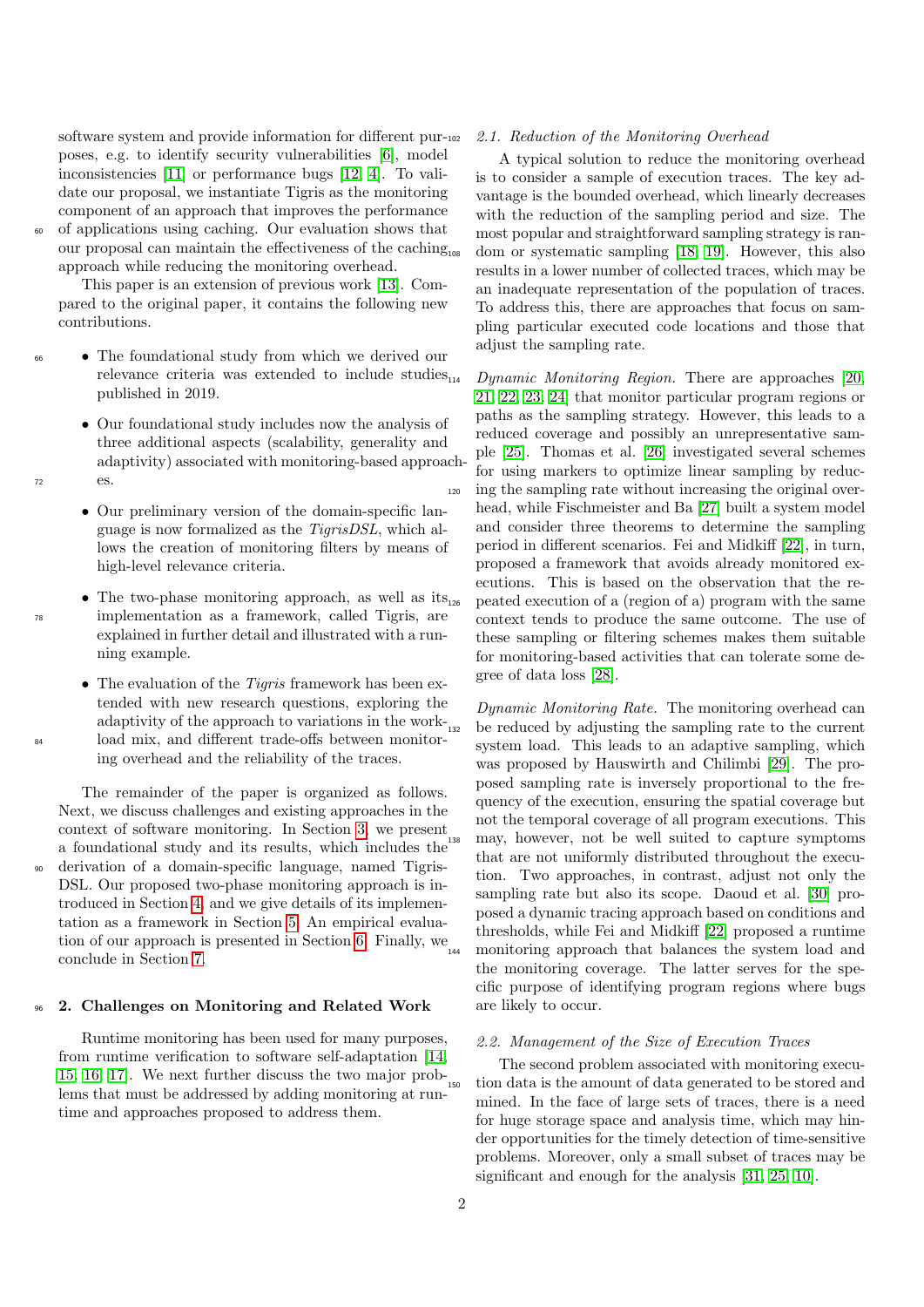software system and provide information for different purposes, e.g. to identify security vulnerabilities [6], model inconsistencies [11] or performance bugs [12, 4]. To validate our proposal, we instantiate Tigris as the monitoring component of an approach that improves the performance of applications using caching. Our evaluation shows that our proposal can maintain the effectiveness of the caching approach while reducing the monitoring overhead.

This paper is an extension of previous work [13]. Compared to the original paper, it contains the following new contributions.

- The foundational study from which we derived our relevance criteria was extended to include studies published in 2019.
- Our foundational study includes now the analysis of three additional aspects (scalability, generality and adaptivity) associated with monitoring-based approaches.
- Our preliminary version of the domain-specific language is now formalized as the *TigrisDSL*, which allows the creation of monitoring filters by means of high-level relevance criteria.
- The two-phase monitoring approach, as well as its implementation as a framework, called Tigris, are explained in further detail and illustrated with a running example.
- The evaluation of the *Tigris* framework has been extended with new research questions, exploring the adaptivity of the approach to variations in the workload mix, and different trade-offs between monitoring overhead and the reliability of the traces.

The remainder of the paper is organized as follows. Next, we discuss challenges and existing approaches in the context of software monitoring. In Section 3, we present a foundational study and its results, which includes the derivation of a domain-specific language, named TigrisDSL. Our proposed two-phase monitoring approach is introduced in Section 4, and we give details of its implementation as a framework in Section 5. An empirical evaluation of our approach is presented in Section 6. Finally, we conclude in Section 7.

## 2. Challenges on Monitoring and Related Work

Runtime monitoring has been used for many purposes, from runtime verification to software self-adaptation [14, 15, 16, 17]. We next further discuss the two major problems that must be addressed by adding monitoring at runtime and approaches proposed to address them.

### 2.1. Reduction of the Monitoring Overhead

A typical solution to reduce the monitoring overhead is to consider a sample of execution traces. The key advantage is the bounded overhead, which linearly decreases with the reduction of the sampling period and size. The most popular and straightforward sampling strategy is random or systematic sampling [18, 19]. However, this also results in a lower number of collected traces, which may be an inadequate representation of the population of traces. To address this, there are approaches that focus on sampling particular executed code locations and those that adjust the sampling rate.

*Dynamic Monitoring Region.* There are approaches [20, 21, 22, 23, 24] that monitor particular program regions or paths as the sampling strategy. However, this leads to a reduced coverage and possibly an unrepresentative sample [25]. Thomas et al. [26] investigated several schemes for using markers to optimize linear sampling by reducing the sampling rate without increasing the original overhead, while Fischmeister and Ba [27] built a system model and consider three theorems to determine the sampling period in different scenarios. Fei and Midkiff [22], in turn, proposed a framework that avoids already monitored executions. This is based on the observation that the repeated execution of a (region of a) program with the same context tends to produce the same outcome. The use of these sampling or filtering schemes makes them suitable for monitoring-based activities that can tolerate some degree of data loss [28].

*Dynamic Monitoring Rate.* The monitoring overhead can be reduced by adjusting the sampling rate to the current system load. This leads to an adaptive sampling, which was proposed by Hauswirth and Chilimbi [29]. The proposed sampling rate is inversely proportional to the frequency of the execution, ensuring the spatial coverage but not the temporal coverage of all program executions. This may, however, not be well suited to capture symptoms that are not uniformly distributed throughout the execution. Two approaches, in contrast, adjust not only the sampling rate but also its scope. Daoud et al. [30] proposed a dynamic tracing approach based on conditions and thresholds, while Fei and Midkiff [22] proposed a runtime monitoring approach that balances the system load and the monitoring coverage. The latter serves for the specific purpose of identifying program regions where bugs are likely to occur.

### 2.2. Management of the Size of Execution Traces

The second problem associated with monitoring execution data is the amount of data generated to be stored and mined. In the face of large sets of traces, there is a need for huge storage space and analysis time, which may hinder opportunities for the timely detection of time-sensitive problems. Moreover, only a small subset of traces may be significant and enough for the analysis [31, 25, 10].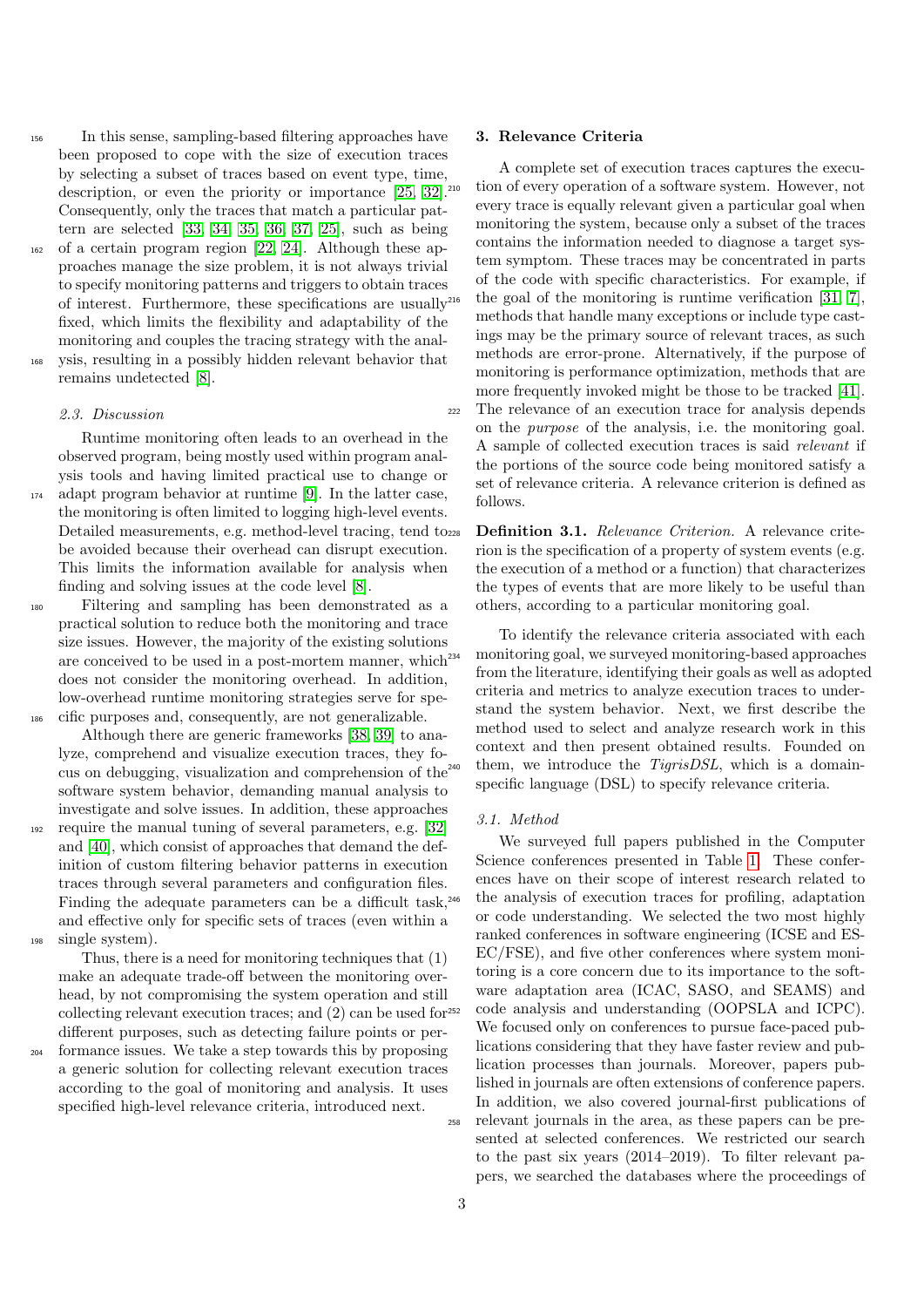In this sense, sampling-based filtering approaches have been proposed to cope with the size of execution traces by selecting a subset of traces based on event type, time, description, or even the priority or importance [25, 32]. Consequently, only the traces that match a particular pattern are selected [33, 34, 35, 36, 37, 25], such as being of a certain program region [22, 24]. Although these approaches manage the size problem, it is not always trivial to specify monitoring patterns and triggers to obtain traces of interest. Furthermore, these specifications are usually fixed, which limits the flexibility and adaptability of the monitoring and couples the tracing strategy with the analysis, resulting in a possibly hidden relevant behavior that remains undetected [8].

### 2.3. Discussion

Runtime monitoring often leads to an overhead in the observed program, being mostly used within program analysis tools and having limited practical use to change or adapt program behavior at runtime [9]. In the latter case, the monitoring is often limited to logging high-level events. Detailed measurements, e.g. method-level tracing, tend to be avoided because their overhead can disrupt execution. This limits the information available for analysis when finding and solving issues at the code level [8].

Filtering and sampling has been demonstrated as a practical solution to reduce both the monitoring and trace size issues. However, the majority of the existing solutions are conceived to be used in a post-mortem manner, which does not consider the monitoring overhead. In addition, low-overhead runtime monitoring strategies serve for specific purposes and, consequently, are not generalizable.

Although there are generic frameworks [38, 39] to analyze, comprehend and visualize execution traces, they focus on debugging, visualization and comprehension of the software system behavior, demanding manual analysis to investigate and solve issues. In addition, these approaches require the manual tuning of several parameters, e.g. [32] and [40], which consist of approaches that demand the definition of custom filtering behavior patterns in execution traces through several parameters and configuration files. Finding the adequate parameters can be a difficult task, and effective only for specific sets of traces (even within a single system).

Thus, there is a need for monitoring techniques that (1) make an adequate trade-off between the monitoring overhead, by not compromising the system operation and still collecting relevant execution traces; and (2) can be used for different purposes, such as detecting failure points or performance issues. We take a step towards this by proposing a generic solution for collecting relevant execution traces according to the goal of monitoring and analysis. It uses specified high-level relevance criteria, introduced next.

## 3. Relevance Criteria

A complete set of execution traces captures the execution of every operation of a software system. However, not every trace is equally relevant given a particular goal when monitoring the system, because only a subset of the traces contains the information needed to diagnose a target system symptom. These traces may be concentrated in parts of the code with specific characteristics. For example, if the goal of the monitoring is runtime verification [31, 7], methods that handle many exceptions or include type castings may be the primary source of relevant traces, as such methods are error-prone. Alternatively, if the purpose of monitoring is performance optimization, methods that are more frequently invoked might be those to be tracked [41]. The relevance of an execution trace for analysis depends on the *purpose* of the analysis, i.e. the monitoring goal. A sample of collected execution traces is said *relevant* if the portions of the source code being monitored satisfy a set of relevance criteria. A relevance criterion is defined as follows.

**Definition 3.1.** *Relevance Criterion.* A relevance criterion is the specification of a property of system events (e.g. the execution of a method or a function) that characterizes the types of events that are more likely to be useful than others, according to a particular monitoring goal.

To identify the relevance criteria associated with each monitoring goal, we surveyed monitoring-based approaches from the literature, identifying their goals as well as adopted criteria and metrics to analyze execution traces to understand the system behavior. Next, we first describe the method used to select and analyze research work in this context and then present obtained results. Founded on them, we introduce the *TigrisDSL*, which is a domain-specific language (DSL) to specify relevance criteria.

### 3.1. Method

We surveyed full papers published in the Computer Science conferences presented in Table 1. These conferences have on their scope of interest research related to the analysis of execution traces for profiling, adaptation or code understanding. We selected the two most highly ranked conferences in software engineering (ICSE and ESEC/FSE), and five other conferences where system monitoring is a core concern due to its importance to the software adaptation area (ICAC, SASO, and SEAMS) and code analysis and understanding (OOPSLA and ICPC). We focused only on conferences to pursue face-paced publications considering that they have faster review and publication processes than journals. Moreover, papers published in journals are often extensions of conference papers. In addition, we also covered journal-first publications of relevant journals in the area, as these papers can be presented at selected conferences. We restricted our search to the past six years (2014–2019). To filter relevant papers, we searched the databases where the proceedings of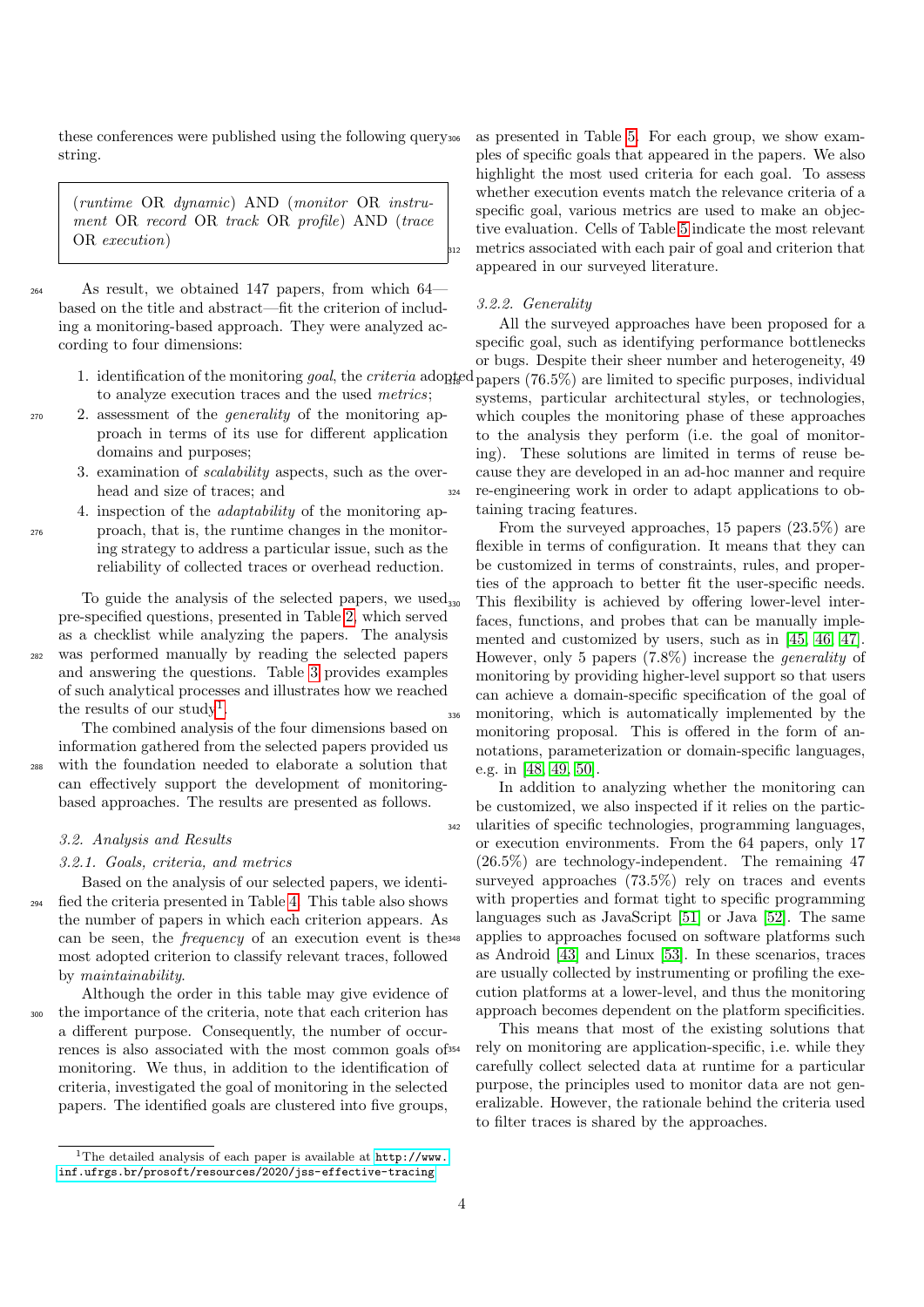these conferences were published using the following query string.

> (*runtime* OR *dynamic*) AND (*monitor* OR *instrument* OR *record* OR *track* OR *profile*) AND (*trace* OR *execution*)

As result, we obtained 147 papers, from which 64—based on the title and abstract—fit the criterion of including a monitoring-based approach. They were analyzed according to four dimensions:

1. identification of the monitoring *goal*, the *criteria* adopted to analyze execution traces and the used *metrics*;
2. assessment of the *generality* of the monitoring approach in terms of its use for different application domains and purposes;
3. examination of *scalability* aspects, such as the overhead and size of traces; and
4. inspection of the *adaptability* of the monitoring approach, that is, the runtime changes in the monitoring strategy to address a particular issue, such as the reliability of collected traces or overhead reduction.

To guide the analysis of the selected papers, we used pre-specified questions, presented in Table 2, which served as a checklist while analyzing the papers. The analysis was performed manually by reading the selected papers and answering the questions. Table 3 provides examples of such analytical processes and illustrates how we reached the results of our study[1].

The combined analysis of the four dimensions based on information gathered from the selected papers provided us with the foundation needed to elaborate a solution that can effectively support the development of monitoring-based approaches. The results are presented as follows.

### 3.2. Analysis and Results

#### 3.2.1. Goals, criteria, and metrics

Based on the analysis of our selected papers, we identified the criteria presented in Table 4. This table also shows the number of papers in which each criterion appears. As can be seen, the *frequency* of an execution event is the most adopted criterion to classify relevant traces, followed by *maintainability*.

Although the order in this table may give evidence of the importance of the criteria, note that each criterion has a different purpose. Consequently, the number of occurrences is also associated with the most common goals of monitoring. We thus, in addition to the identification of criteria, investigated the goal of monitoring in the selected papers. The identified goals are clustered into five groups, as presented in Table 5. For each group, we show examples of specific goals that appeared in the papers. We also highlight the most used criteria for each goal. To assess whether execution events match the relevance criteria of a specific goal, various metrics are used to make an objective evaluation. Cells of Table 5 indicate the most relevant metrics associated with each pair of goal and criterion that appeared in our surveyed literature.

#### 3.2.2. Generality

All the surveyed approaches have been proposed for a specific goal, such as identifying performance bottlenecks or bugs. Despite their sheer number and heterogeneity, 49 papers (76.5%) are limited to specific purposes, individual systems, particular architectural styles, or technologies, which couples the monitoring phase of these approaches to the analysis they perform (i.e. the goal of monitoring). These solutions are limited in terms of reuse because they are developed in an ad-hoc manner and require re-engineering work in order to adapt applications to obtaining tracing features.

From the surveyed approaches, 15 papers (23.5%) are flexible in terms of configuration. It means that they can be customized in terms of constraints, rules, and properties of the approach to better fit the user-specific needs. This flexibility is achieved by offering lower-level interfaces, functions, and probes that can be manually implemented and customized by users, such as in [45, 46, 47]. However, only 5 papers (7.8%) increase the *generality* of monitoring by providing higher-level support so that users can achieve a domain-specific specification of the goal of monitoring, which is automatically implemented by the monitoring proposal. This is offered in the form of annotations, parameterization or domain-specific languages, e.g. in [48, 49, 50].

In addition to analyzing whether the monitoring can be customized, we also inspected if it relies on the particularities of specific technologies, programming languages, or execution environments. From the 64 papers, only 17 (26.5%) are technology-independent. The remaining 47 surveyed approaches (73.5%) rely on traces and events with properties and format tight to specific programming languages such as JavaScript [51] or Java [52]. The same applies to approaches focused on software platforms such as Android [43] and Linux [53]. In these scenarios, traces are usually collected by instrumenting or profiling the execution platforms at a lower-level, and thus the monitoring approach becomes dependent on the platform specificities.

This means that most of the existing solutions that rely on monitoring are application-specific, i.e. while they carefully collect selected data at runtime for a particular purpose, the principles used to monitor data are not generalizable. However, the rationale behind the criteria used to filter traces is shared by the approaches.

[1] The detailed analysis of each paper is available at http://www.inf.ufrgs.br/prosoft/resources/2020/jss-effective-tracing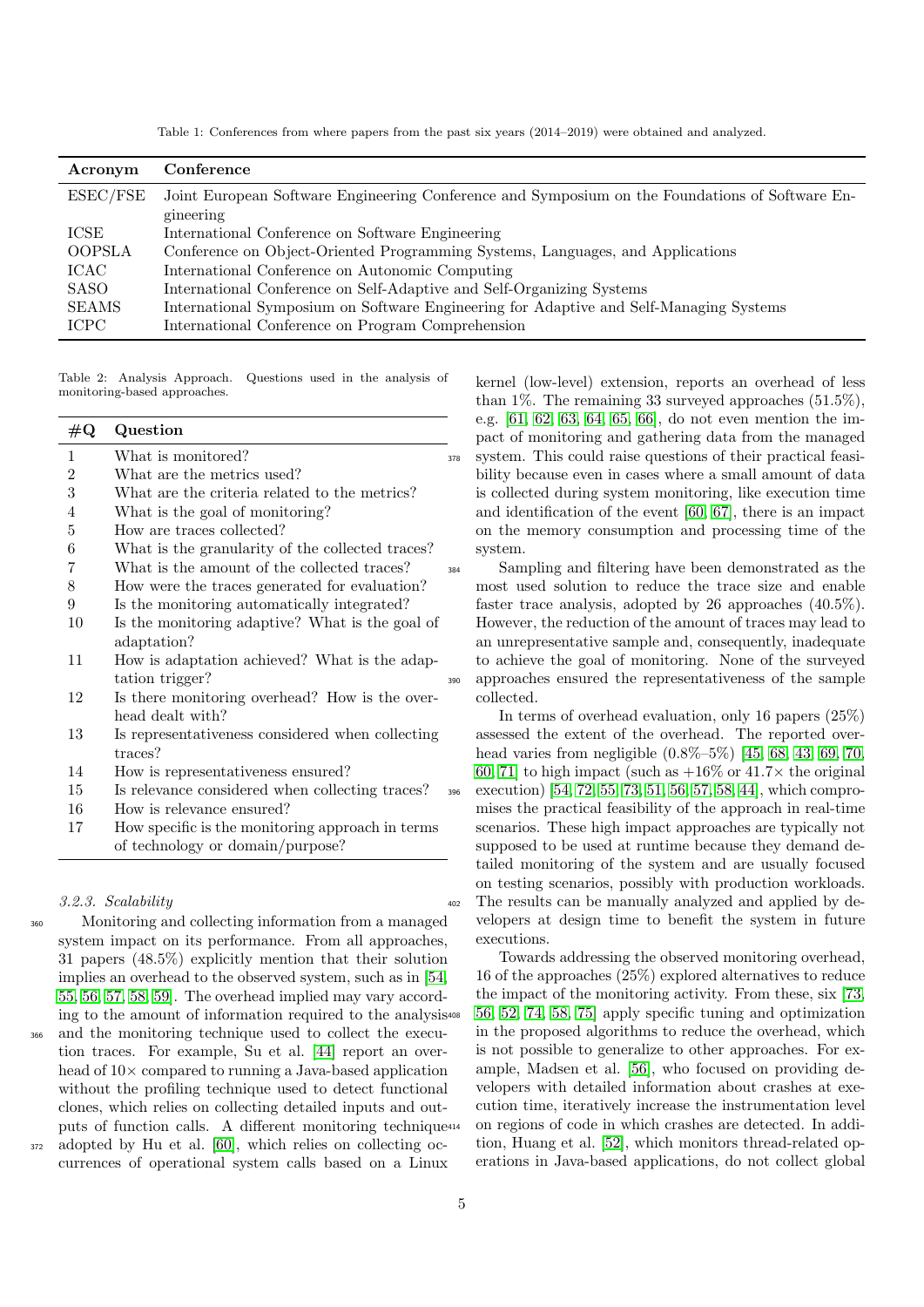Table 1: Conferences from where papers from the past six years (2014–2019) were obtained and analyzed.

| Acronym | Conference |
|---|---|
| ESEC/FSE | Joint European Software Engineering Conference and Symposium on the Foundations of Software Engineering |
| ICSE | International Conference on Software Engineering |
| OOPSLA | Conference on Object-Oriented Programming Systems, Languages, and Applications |
| ICAC | International Conference on Autonomic Computing |
| SASO | International Conference on Self-Adaptive and Self-Organizing Systems |
| SEAMS | International Symposium on Software Engineering for Adaptive and Self-Managing Systems |
| ICPC | International Conference on Program Comprehension |

Table 2: Analysis Approach. Questions used in the analysis of monitoring-based approaches.

| #Q | Question |
|---|---|
| 1 | What is monitored? |
| 2 | What are the metrics used? |
| 3 | What are the criteria related to the metrics? |
| 4 | What is the goal of monitoring? |
| 5 | How are traces collected? |
| 6 | What is the granularity of the collected traces? |
| 7 | What is the amount of the collected traces? |
| 8 | How were the traces generated for evaluation? |
| 9 | Is the monitoring automatically integrated? |
| 10 | Is the monitoring adaptive? What is the goal of adaptation? |
| 11 | How is adaptation achieved? What is the adaptation trigger? |
| 12 | Is there monitoring overhead? How is the overhead dealt with? |
| 13 | Is representativeness considered when collecting traces? |
| 14 | How is representativeness ensured? |
| 15 | Is relevance considered when collecting traces? |
| 16 | How is relevance ensured? |
| 17 | How specific is the monitoring approach in terms of technology or domain/purpose? |

#### 3.2.3. Scalability

Monitoring and collecting information from a managed system impact on its performance. From all approaches, 31 papers (48.5%) explicitly mention that their solution implies an overhead to the observed system, such as in [54, 55, 56, 57, 58, 59]. The overhead implied may vary according to the amount of information required to the analysis and the monitoring technique used to collect the execution traces. For example, Su et al. [44] report an overhead of 10× compared to running a Java-based application without the profiling technique used to detect functional clones, which relies on collecting detailed inputs and outputs of function calls. A different monitoring technique adopted by Hu et al. [60], which relies on collecting occurrences of operational system calls based on a Linux kernel (low-level) extension, reports an overhead of less than 1%. The remaining 33 surveyed approaches (51.5%), e.g. [61, 62, 63, 64, 65, 66], do not even mention the impact of monitoring and gathering data from the managed system. This could raise questions of their practical feasibility because even in cases where a small amount of data is collected during system monitoring, like execution time and identification of the event [60, 67], there is an impact on the memory consumption and processing time of the system.

Sampling and filtering have been demonstrated as the most used solution to reduce the trace size and enable faster trace analysis, adopted by 26 approaches (40.5%). However, the reduction of the amount of traces may lead to an unrepresentative sample and, consequently, inadequate to achieve the goal of monitoring. None of the surveyed approaches ensured the representativeness of the sample collected.

In terms of overhead evaluation, only 16 papers (25%) assessed the extent of the overhead. The reported overhead varies from negligible (0.8%–5%) [45, 68, 43, 69, 70, 60, 71] to high impact (such as +16% or 41.7× the original execution) [54, 72, 55, 73, 51, 56, 57, 58, 44], which compromises the practical feasibility of the approach in real-time scenarios. These high impact approaches are typically not supposed to be used at runtime because they demand detailed monitoring of the system and are usually focused on testing scenarios, possibly with production workloads. The results can be manually analyzed and applied by developers at design time to benefit the system in future executions.

Towards addressing the observed monitoring overhead, 16 of the approaches (25%) explored alternatives to reduce the impact of the monitoring activity. From these, six [73, 56, 52, 74, 58, 75] apply specific tuning and optimization in the proposed algorithms to reduce the overhead, which is not possible to generalize to other approaches. For example, Madsen et al. [56], who focused on providing developers with detailed information about crashes at execution time, iteratively increase the instrumentation level on regions of code in which crashes are detected. In addition, Huang et al. [52], which monitors thread-related operations in Java-based applications, do not collect global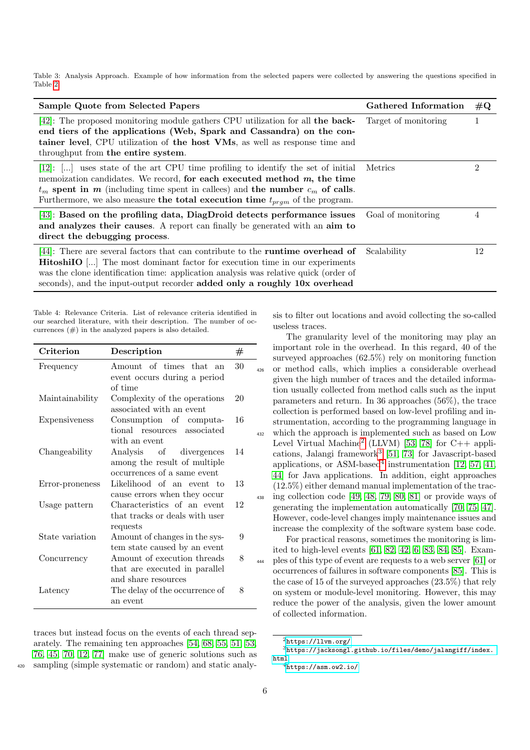Table 3: Analysis Approach. Example of how information from the selected papers were collected by answering the questions specified in Table 2.

| Sample Quote from Selected Papers | Gathered Information | #Q |
|---|---|---|
| [42]: The proposed monitoring module gathers CPU utilization for all **the back-end tiers of the applications (Web, Spark and Cassandra) on the container level**, CPU utilization of **the host VMs**, as well as response time and throughput from **the entire system**. | Target of monitoring | 1 |
| [12]: [...] uses state of the art CPU time profiling to identify the set of initial memoization candidates. We record, **for each executed method $m$, the time** $t_m$ **spent in $m$** (including time spent in callees) and **the number $c_m$ of calls**. Furthermore, we also measure **the total execution time $t_{prgm}$** of the program. | Metrics | 2 |
| [43]: **Based on the profiling data, DiagDroid detects performance issues and analyzes their causes**. A report can finally be generated with an **aim to direct the debugging process**. | Goal of monitoring | 4 |
| [44]: There are several factors that can contribute to the **runtime overhead of HitoshiIO** [...] The most dominant factor for execution time in our experiments was the clone identification time: application analysis was relative quick (order of seconds), and the input-output recorder **added only a roughly 10x overhead** | Scalability | 12 |

Table 4: Relevance Criteria. List of relevance criteria identified in our searched literature, with their description. The number of occurrences (#) in the analyzed papers is also detailed.

| Criterion | Description | # |
|---|---|---|
| Frequency | Amount of times that an event occurs during a period of time | 30 |
| Maintainability | Complexity of the operations associated with an event | 20 |
| Expensiveness | Consumption of computational resources associated with an event | 16 |
| Changeability | Analysis of divergences among the result of multiple occurrences of a same event | 14 |
| Error-proneness | Likelihood of an event to cause errors when they occur | 13 |
| Usage pattern | Characteristics of an event that tracks or deals with user requests | 12 |
| State variation | Amount of changes in the system state caused by an event | 9 |
| Concurrency | Amount of execution threads that are executed in parallel and share resources | 8 |
| Latency | The delay of the occurrence of an event | 8 |

traces but instead focus on the events of each thread separately. The remaining ten approaches [54, 68, 55, 51, 53, 76, 45, 70, 12, 77] make use of generic solutions such as sampling (simple systematic or random) and static analysis to filter out locations and avoid collecting the so-called useless traces.

The granularity level of the monitoring may play an important role in the overhead. In this regard, 40 of the surveyed approaches (62.5%) rely on monitoring function or method calls, which implies a considerable overhead given the high number of traces and the detailed information usually collected from method calls such as the input parameters and return. In 36 approaches (56%), the trace collection is performed based on low-level profiling and instrumentation, according to the programming language in which the approach is implemented such as based on Low Level Virtual Machine[2] (LLVM) [53, 78] for C++ applications, Jalangi framework[3] [51, 73] for Javascript-based applications, or ASM-based[4] instrumentation [12, 57, 41, 44] for Java applications. In addition, eight approaches (12.5%) either demand manual implementation of the tracing collection code [49, 48, 79, 80, 81] or provide ways of generating the implementation automatically [70, 75, 47]. However, code-level changes imply maintenance issues and increase the complexity of the software system base code.

For practical reasons, sometimes the monitoring is limited to high-level events [61, 82, 42, 6, 83, 84, 85]. Examples of this type of event are requests to a web server [61] or occurrences of failures in software components [85]. This is the case of 15 of the surveyed approaches (23.5%) that rely on system or module-level monitoring. However, this may reduce the power of the analysis, given the lower amount of collected information.

[2] https://llvm.org/

[3] https://jacksongl.github.io/files/demo/jalangiff/index.html

[4] https://asm.ow2.io/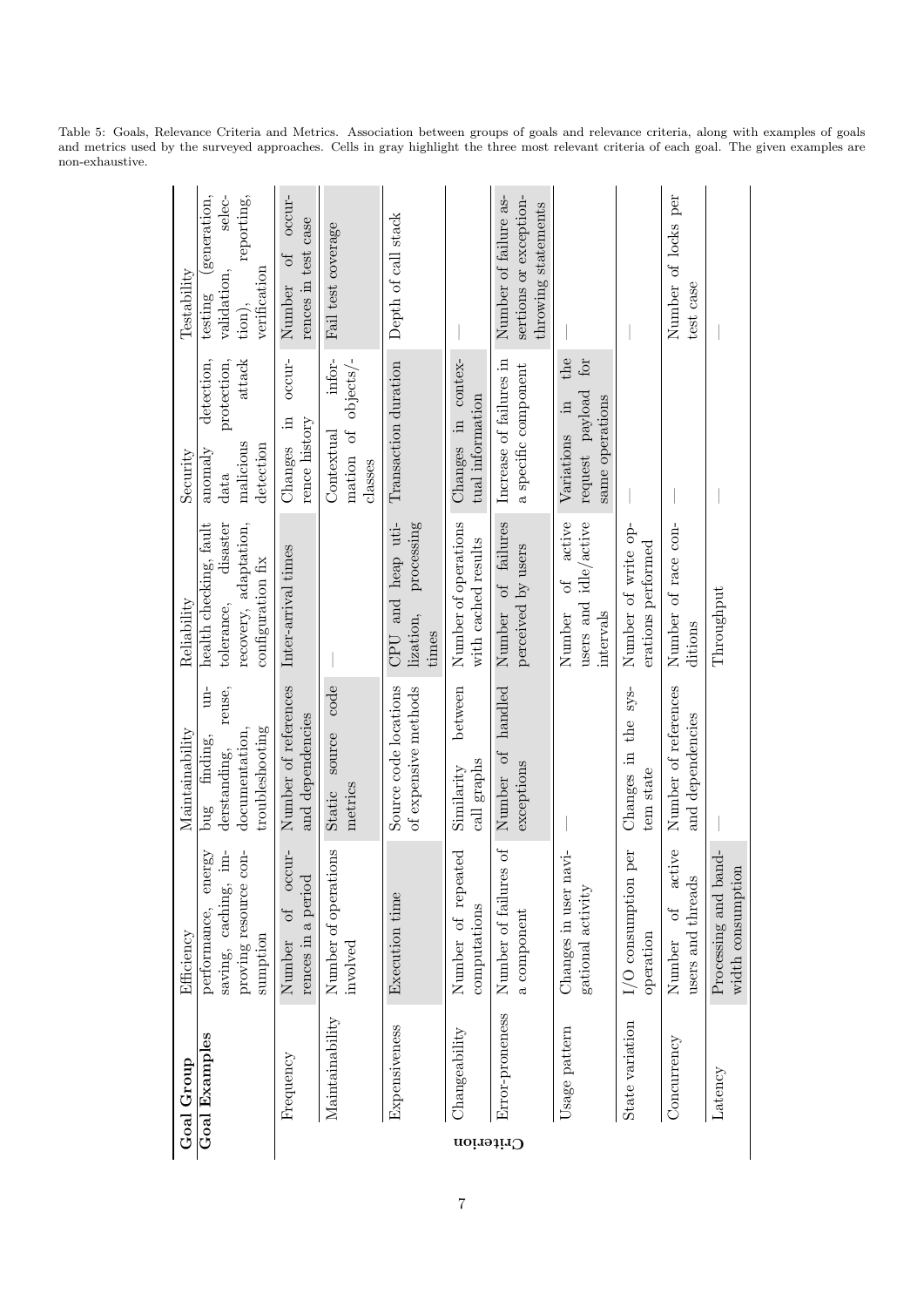Table 5: Goals, Relevance Criteria and Metrics. Association between groups of goals and relevance criteria, along with examples of goals and metrics used by the surveyed approaches. Cells in gray highlight the three most relevant criteria of each goal. The given examples are non-exhaustive.

| **Goal Group** | Efficiency | Maintainability | Reliability | Security | Testability |
|---|---|---|---|---|---|
| **Goal Examples** | performance, energy saving, caching, improving resource consumption | bug finding, understanding, reuse, documentation, troubleshooting | health checking, fault tolerance, disaster recovery, adaptation, configuration fix | anomaly detection, data protection, malicious attack detection | testing (generation, validation, selection), reporting, verification |
| **Criterion** | | | | | |
| Frequency | Number of occurrences in a period | Number of references and dependencies | Inter-arrival times | Changes in occurrence history | Number of occurrences in test case |
| Maintainability | Number of operations involved | Static source code metrics | — | Contextual information of objects/classes | Fail test coverage |
| Expensiveness | Execution time | Source code locations of expensive methods | CPU and heap utilization, processing times | Transaction duration | Depth of call stack |
| Changeability | Number of repeated computations | Similarity between call graphs | Number of operations with cached results | Changes in contextual information | — |
| Error-proneness | Number of failures of a component | Number of handled exceptions | Number of failures perceived by users | Increase of failures in a specific component | Number of failure assertions or exception-throwing statements |
| Usage pattern | Changes in user navigational activity | — | Number of active users and idle/active intervals | Variations in the request payload for same operations | — |
| State variation | I/O consumption per operation | Changes in the system state | Number of write operations performed | — | — |
| Concurrency | Number of active users and threads | Number of references and dependencies | Number of race conditions | — | Number of locks per test case |
| Latency | Processing and bandwidth consumption | — | Throughput | — | — |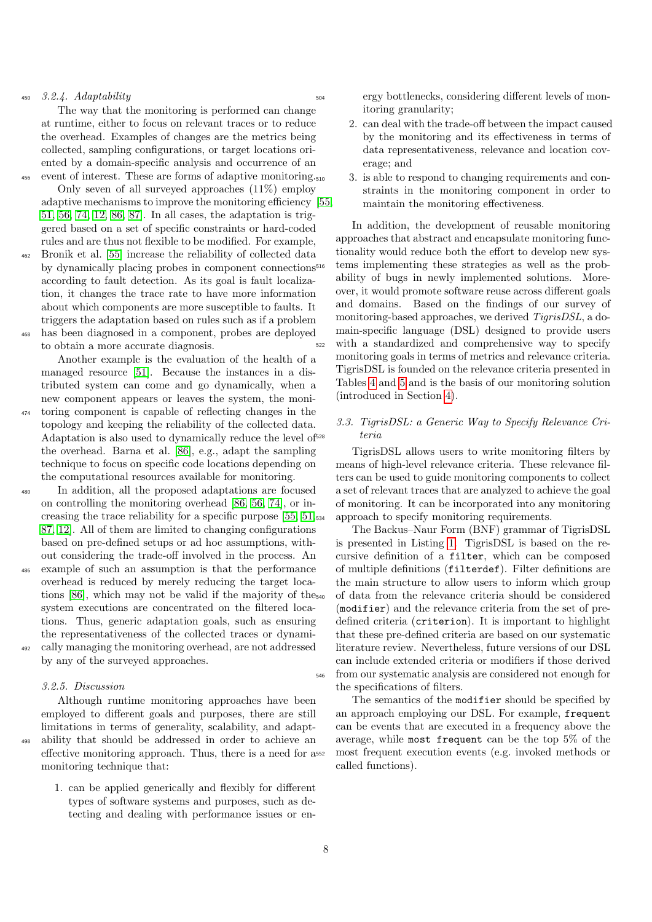### 3.2.4. Adaptability

The way that the monitoring is performed can change at runtime, either to focus on relevant traces or to reduce the overhead. Examples of changes are the metrics being collected, sampling configurations, or target locations oriented by a domain-specific analysis and occurrence of an event of interest. These are forms of adaptive monitoring.

Only seven of all surveyed approaches (11%) employ adaptive mechanisms to improve the monitoring efficiency [55, 51, 56, 74, 12, 86, 87]. In all cases, the adaptation is triggered based on a set of specific constraints or hard-coded rules and are thus not flexible to be modified. For example, Bronik et al. [55] increase the reliability of collected data by dynamically placing probes in component connections according to fault detection. As its goal is fault localization, it changes the trace rate to have more information about which components are more susceptible to faults. It triggers the adaptation based on rules such as if a problem has been diagnosed in a component, probes are deployed to obtain a more accurate diagnosis.

Another example is the evaluation of the health of a managed resource [51]. Because the instances in a distributed system can come and go dynamically, when a new component appears or leaves the system, the monitoring component is capable of reflecting changes in the topology and keeping the reliability of the collected data. Adaptation is also used to dynamically reduce the level of the overhead. Barna et al. [86], e.g., adapt the sampling technique to focus on specific code locations depending on the computational resources available for monitoring.

In addition, all the proposed adaptations are focused on controlling the monitoring overhead [86, 56, 74], or increasing the trace reliability for a specific purpose [55, 51, 87, 12]. All of them are limited to changing configurations based on pre-defined setups or ad hoc assumptions, without considering the trade-off involved in the process. An example of such an assumption is that the performance overhead is reduced by merely reducing the target locations [86], which may not be valid if the majority of the system executions are concentrated on the filtered locations. Thus, generic adaptation goals, such as ensuring the representativeness of the collected traces or dynamically managing the monitoring overhead, are not addressed by any of the surveyed approaches.

### 3.2.5. Discussion

Although runtime monitoring approaches have been employed to different goals and purposes, there are still limitations in terms of generality, scalability, and adaptability that should be addressed in order to achieve an effective monitoring approach. Thus, there is a need for a monitoring technique that:

1. can be applied generically and flexibly for different types of software systems and purposes, such as detecting and dealing with performance issues or energy bottlenecks, considering different levels of monitoring granularity;
2. can deal with the trade-off between the impact caused by the monitoring and its effectiveness in terms of data representativeness, relevance and location coverage; and
3. is able to respond to changing requirements and constraints in the monitoring component in order to maintain the monitoring effectiveness.

In addition, the development of reusable monitoring approaches that abstract and encapsulate monitoring functionality would reduce both the effort to develop new systems implementing these strategies as well as the probability of bugs in newly implemented solutions. Moreover, it would promote software reuse across different goals and domains. Based on the findings of our survey of monitoring-based approaches, we derived *TigrisDSL*, a domain-specific language (DSL) designed to provide users with a standardized and comprehensive way to specify monitoring goals in terms of metrics and relevance criteria. TigrisDSL is founded on the relevance criteria presented in Tables 4 and 5 and is the basis of our monitoring solution (introduced in Section 4).

## 3.3. TigrisDSL: a Generic Way to Specify Relevance Criteria

TigrisDSL allows users to write monitoring filters by means of high-level relevance criteria. These relevance filters can be used to guide monitoring components to collect a set of relevant traces that are analyzed to achieve the goal of monitoring. It can be incorporated into any monitoring approach to specify monitoring requirements.

The Backus–Naur Form (BNF) grammar of TigrisDSL is presented in Listing 1. TigrisDSL is based on the recursive definition of a `filter`, which can be composed of multiple definitions (`filterdef`). Filter definitions are the main structure to allow users to inform which group of data from the relevance criteria should be considered (`modifier`) and the relevance criteria from the set of predefined criteria (`criterion`). It is important to highlight that these pre-defined criteria are based on our systematic literature review. Nevertheless, future versions of our DSL can include extended criteria or modifiers if those derived from our systematic analysis are considered not enough for the specifications of filters.

The semantics of the `modifier` should be specified by an approach employing our DSL. For example, `frequent` can be events that are executed in a frequency above the average, while `most frequent` can be the top 5% of the most frequent execution events (e.g. invoked methods or called functions).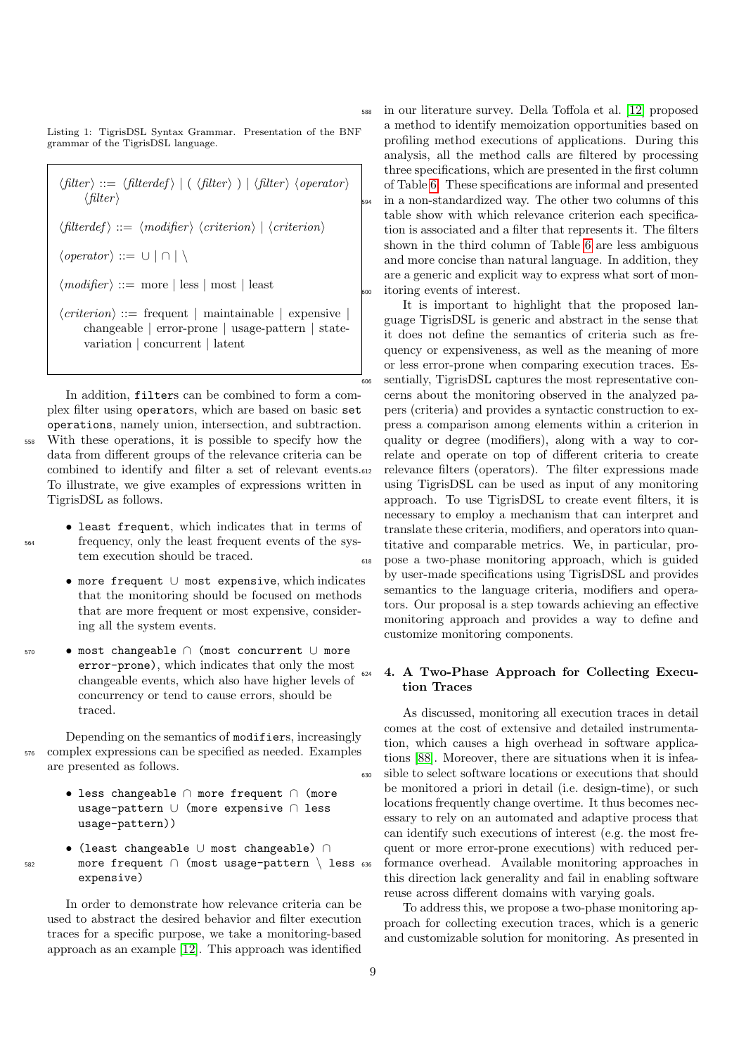Listing 1: TigrisDSL Syntax Grammar. Presentation of the BNF grammar of the TigrisDSL language.

```
⟨filter⟩ ::= ⟨filterdef⟩ | ( ⟨filter⟩ ) | ⟨filter⟩ ⟨operator⟩ ⟨filter⟩

⟨filterdef⟩ ::= ⟨modifier⟩ ⟨criterion⟩ | ⟨criterion⟩

⟨operator⟩ ::= ∪ | ∩ | \

⟨modifier⟩ ::= more | less | most | least

⟨criterion⟩ ::= frequent | maintainable | expensive | changeable | error-prone | usage-pattern | state-variation | concurrent | latent
```

In addition, `filter`s can be combined to form a complex filter using `operator`s, which are based on basic `set operations`, namely union, intersection, and subtraction. With these operations, it is possible to specify how the data from different groups of the relevance criteria can be combined to identify and filter a set of relevant events. To illustrate, we give examples of expressions written in TigrisDSL as follows.

- `least frequent`, which indicates that in terms of frequency, only the least frequent events of the system execution should be traced.
- `more frequent ∪ most expensive`, which indicates that the monitoring should be focused on methods that are more frequent or most expensive, considering all the system events.
- `most changeable ∩ (most concurrent ∪ more error-prone)`, which indicates that only the most changeable events, which also have higher levels of concurrency or tend to cause errors, should be traced.

Depending on the semantics of `modifier`s, increasingly complex expressions can be specified as needed. Examples are presented as follows.

- `less changeable ∩ more frequent ∩ (more usage-pattern ∪ (more expensive ∩ less usage-pattern))`
- `(least changeable ∪ most changeable) ∩ more frequent ∩ (most usage-pattern \ less expensive)`

In order to demonstrate how relevance criteria can be used to abstract the desired behavior and filter execution traces for a specific purpose, we take a monitoring-based approach as an example [12]. This approach was identified in our literature survey. Della Toffola et al. [12] proposed a method to identify memoization opportunities based on profiling method executions of applications. During this analysis, all the method calls are filtered by processing three specifications, which are presented in the first column of Table 6. These specifications are informal and presented in a non-standardized way. The other two columns of this table show with which relevance criterion each specification is associated and a filter that represents it. The filters shown in the third column of Table 6 are less ambiguous and more concise than natural language. In addition, they are a generic and explicit way to express what sort of monitoring events of interest.

It is important to highlight that the proposed language TigrisDSL is generic and abstract in the sense that it does not define the semantics of criteria such as frequency or expensiveness, as well as the meaning of more or less error-prone when comparing execution traces. Essentially, TigrisDSL captures the most representative concerns about the monitoring observed in the analyzed papers (criteria) and provides a syntactic construction to express a comparison among elements within a criterion in quality or degree (modifiers), along with a way to correlate and operate on top of different criteria to create relevance filters (operators). The filter expressions made using TigrisDSL can be used as input of any monitoring approach. To use TigrisDSL to create event filters, it is necessary to employ a mechanism that can interpret and translate these criteria, modifiers, and operators into quantitative and comparable metrics. We, in particular, propose a two-phase monitoring approach, which is guided by user-made specifications using TigrisDSL and provides semantics to the language criteria, modifiers and operators. Our proposal is a step towards achieving an effective monitoring approach and provides a way to define and customize monitoring components.

## 4. A Two-Phase Approach for Collecting Execution Traces

As discussed, monitoring all execution traces in detail comes at the cost of extensive and detailed instrumentation, which causes a high overhead in software applications [88]. Moreover, there are situations when it is infeasible to select software locations or executions that should be monitored a priori in detail (i.e. design-time), or such locations frequently change overtime. It thus becomes necessary to rely on an automated and adaptive process that can identify such executions of interest (e.g. the most frequent or more error-prone executions) with reduced performance overhead. Available monitoring approaches in this direction lack generality and fail in enabling software reuse across different domains with varying goals.

To address this, we propose a two-phase monitoring approach for collecting execution traces, which is a generic and customizable solution for monitoring. As presented in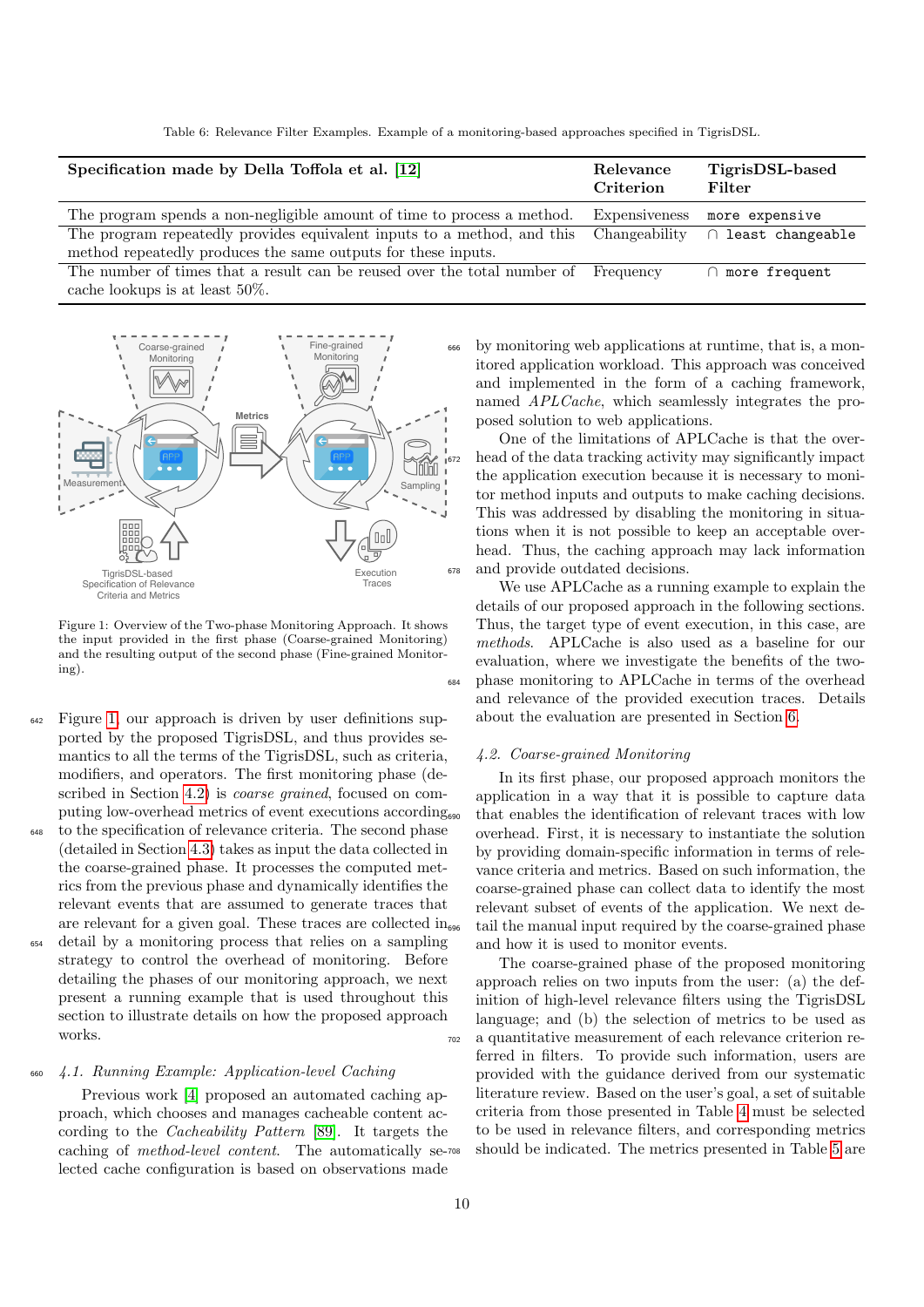Table 6: Relevance Filter Examples. Example of a monitoring-based approaches specified in TigrisDSL.

| Specification made by Della Toffola et al. [12] | Relevance Criterion | TigrisDSL-based Filter |
|---|---|---|
| The program spends a non-negligible amount of time to process a method. | Expensiveness | `more expensive` |
| The program repeatedly provides equivalent inputs to a method, and this method repeatedly produces the same outputs for these inputs. | Changeability | ∩ `least changeable` |
| The number of times that a result can be reused over the total number of cache lookups is at least 50%. | Frequency | ∩ `more frequent` |

Figure 1: Overview of the Two-phase Monitoring Approach. It shows the input provided in the first phase (Coarse-grained Monitoring) and the resulting output of the second phase (Fine-grained Monitoring).

Figure 1, our approach is driven by user definitions supported by the proposed TigrisDSL, and thus provides semantics to all the terms of the TigrisDSL, such as criteria, modifiers, and operators. The first monitoring phase (described in Section 4.2) is *coarse grained*, focused on computing low-overhead metrics of event executions according to the specification of relevance criteria. The second phase (detailed in Section 4.3) takes as input the data collected in the coarse-grained phase. It processes the computed metrics from the previous phase and dynamically identifies the relevant events that are assumed to generate traces that are relevant for a given goal. These traces are collected in detail by a monitoring process that relies on a sampling strategy to control the overhead of monitoring. Before detailing the phases of our monitoring approach, we next present a running example that is used throughout this section to illustrate details on how the proposed approach works.

### 4.1. Running Example: Application-level Caching

Previous work [4] proposed an automated caching approach, which chooses and manages cacheable content according to the *Cacheability Pattern* [89]. It targets the caching of *method-level content*. The automatically selected cache configuration is based on observations made by monitoring web applications at runtime, that is, a monitored application workload. This approach was conceived and implemented in the form of a caching framework, named *APLCache*, which seamlessly integrates the proposed solution to web applications.

One of the limitations of APLCache is that the overhead of the data tracking activity may significantly impact the application execution because it is necessary to monitor method inputs and outputs to make caching decisions. This was addressed by disabling the monitoring in situations when it is not possible to keep an acceptable overhead. Thus, the caching approach may lack information and provide outdated decisions.

We use APLCache as a running example to explain the details of our proposed approach in the following sections. Thus, the target type of event execution, in this case, are *methods*. APLCache is also used as a baseline for our evaluation, where we investigate the benefits of the two-phase monitoring to APLCache in terms of the overhead and relevance of the provided execution traces. Details about the evaluation are presented in Section 6.

### 4.2. Coarse-grained Monitoring

In its first phase, our proposed approach monitors the application in a way that it is possible to capture data that enables the identification of relevant traces with low overhead. First, it is necessary to instantiate the solution by providing domain-specific information in terms of relevance criteria and metrics. Based on such information, the coarse-grained phase can collect data to identify the most relevant subset of events of the application. We next detail the manual input required by the coarse-grained phase and how it is used to monitor events.

The coarse-grained phase of the proposed monitoring approach relies on two inputs from the user: (a) the definition of high-level relevance filters using the TigrisDSL language; and (b) the selection of metrics to be used as a quantitative measurement of each relevance criterion referred in filters. To provide such information, users are provided with the guidance derived from our systematic literature review. Based on the user's goal, a set of suitable criteria from those presented in Table 4 must be selected to be used in relevance filters, and corresponding metrics should be indicated. The metrics presented in Table 5 are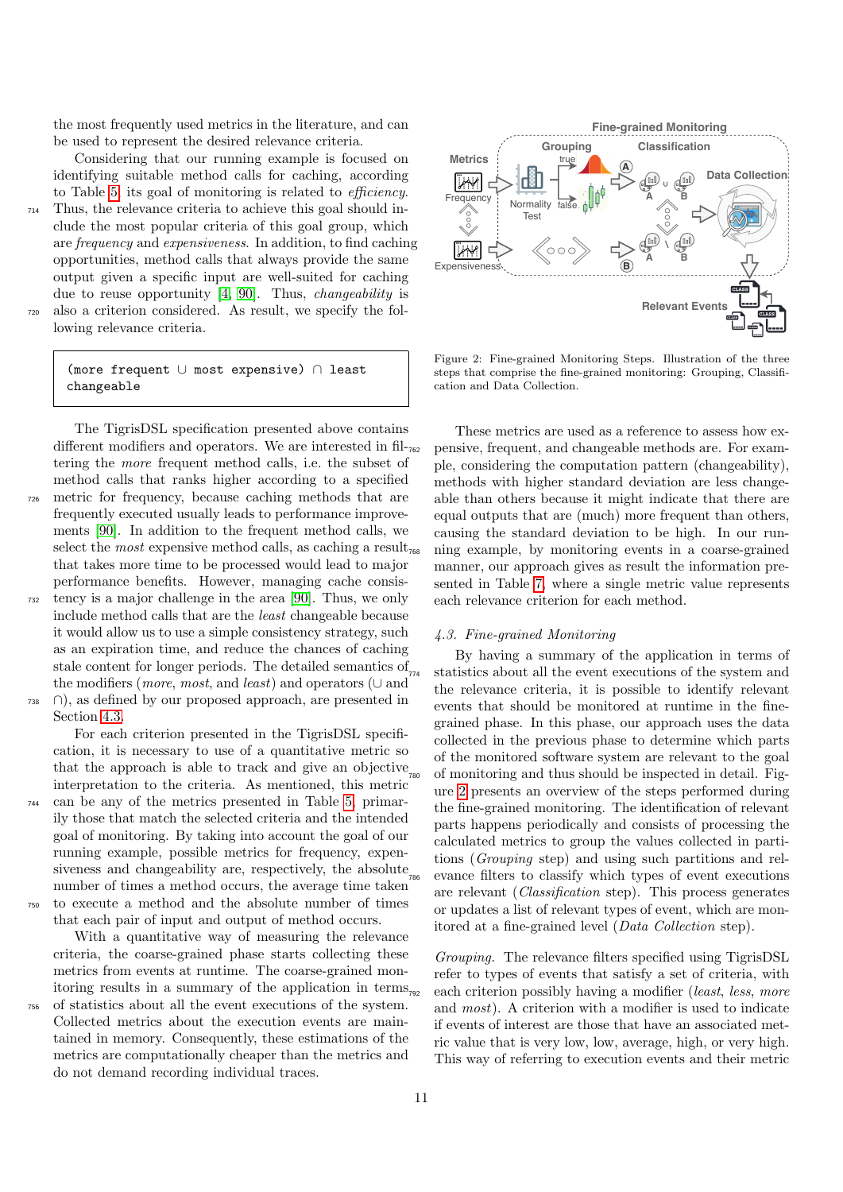the most frequently used metrics in the literature, and can be used to represent the desired relevance criteria.

Considering that our running example is focused on identifying suitable method calls for caching, according to Table 5, its goal of monitoring is related to *efficiency*. Thus, the relevance criteria to achieve this goal should include the most popular criteria of this goal group, which are *frequency* and *expensiveness*. In addition, to find caching opportunities, method calls that always provide the same output given a specific input are well-suited for caching due to reuse opportunity [4, 90]. Thus, *changeability* is also a criterion considered. As result, we specify the following relevance criteria.

```
(more frequent ∪ most expensive) ∩ least
changeable
```

The TigrisDSL specification presented above contains different modifiers and operators. We are interested in filtering the *more* frequent method calls, i.e. the subset of method calls that ranks higher according to a specified metric for frequency, because caching methods that are frequently executed usually leads to performance improvements [90]. In addition to the frequent method calls, we select the *most* expensive method calls, as caching a result that takes more time to be processed would lead to major performance benefits. However, managing cache consistency is a major challenge in the area [90]. Thus, we only include method calls that are the *least* changeable because it would allow us to use a simple consistency strategy, such as an expiration time, and reduce the chances of caching stale content for longer periods. The detailed semantics of the modifiers (*more*, *most*, and *least*) and operators (∪ and ∩), as defined by our proposed approach, are presented in Section 4.3.

For each criterion presented in the TigrisDSL specification, it is necessary to use of a quantitative metric so that the approach is able to track and give an objective interpretation to the criteria. As mentioned, this metric can be any of the metrics presented in Table 5, primarily those that match the selected criteria and the intended goal of monitoring. By taking into account the goal of our running example, possible metrics for frequency, expensiveness and changeability are, respectively, the absolute number of times a method occurs, the average time taken to execute a method and the absolute number of times that each pair of input and output of method occurs.

With a quantitative way of measuring the relevance criteria, the coarse-grained phase starts collecting these metrics from events at runtime. The coarse-grained monitoring results in a summary of the application in terms of statistics about all the event executions of the system. Collected metrics about the execution events are maintained in memory. Consequently, these estimations of the metrics are computationally cheaper than the metrics and do not demand recording individual traces.

Figure 2: Fine-grained Monitoring Steps. Illustration of the three steps that comprise the fine-grained monitoring: Grouping, Classification and Data Collection.

These metrics are used as a reference to assess how expensive, frequent, and changeable methods are. For example, considering the computation pattern (changeability), methods with higher standard deviation are less changeable than others because it might indicate that there are equal outputs that are (much) more frequent than others, causing the standard deviation to be high. In our running example, by monitoring events in a coarse-grained manner, our approach gives as result the information presented in Table 7, where a single metric value represents each relevance criterion for each method.

### 4.3. Fine-grained Monitoring

By having a summary of the application in terms of statistics about all the event executions of the system and the relevance criteria, it is possible to identify relevant events that should be monitored at runtime in the fine-grained phase. In this phase, our approach uses the data collected in the previous phase to determine which parts of the monitored software system are relevant to the goal of monitoring and thus should be inspected in detail. Figure 2 presents an overview of the steps performed during the fine-grained monitoring. The identification of relevant parts happens periodically and consists of processing the calculated metrics to group the values collected in partitions (*Grouping* step) and using such partitions and relevance filters to classify which types of event executions are relevant (*Classification* step). This process generates or updates a list of relevant types of event, which are monitored at a fine-grained level (*Data Collection* step).

*Grouping.* The relevance filters specified using TigrisDSL refer to types of events that satisfy a set of criteria, with each criterion possibly having a modifier (*least*, *less*, *more* and *most*). A criterion with a modifier is used to indicate if events of interest are those that have an associated metric value that is very low, low, average, high, or very high. This way of referring to execution events and their metric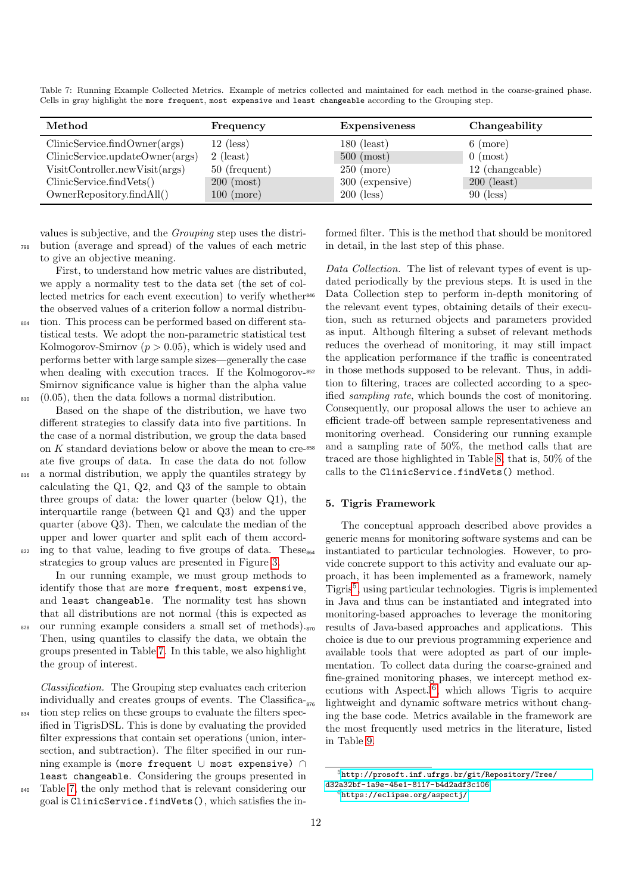Table 7: Running Example Collected Metrics. Example of metrics collected and maintained for each method in the coarse-grained phase. Cells in gray highlight the `more frequent`, `most expensive` and `least changeable` according to the Grouping step.

| Method | Frequency | Expensiveness | Changeability |
|---|---|---|---|
| ClinicService.findOwner(args) | 12 (less) | 180 (least) | 6 (more) |
| ClinicService.updateOwner(args) | 2 (least) | 500 (most) | 0 (most) |
| VisitController.newVisit(args) | 50 (frequent) | 250 (more) | 12 (changeable) |
| ClinicService.findVets() | 200 (most) | 300 (expensive) | 200 (least) |
| OwnerRepository.findAll() | 100 (more) | 200 (less) | 90 (less) |

values is subjective, and the *Grouping* step uses the distribution (average and spread) of the values of each metric to give an objective meaning.

First, to understand how metric values are distributed, we apply a normality test to the data set (the set of collected metrics for each event execution) to verify whether the observed values of a criterion follow a normal distribution. This process can be performed based on different statistical tests. We adopt the non-parametric statistical test Kolmogorov-Smirnov ($p > 0.05$), which is widely used and performs better with large sample sizes—generally the case when dealing with execution traces. If the Kolmogorov-Smirnov significance value is higher than the alpha value (0.05), then the data follows a normal distribution.

Based on the shape of the distribution, we have two different strategies to classify data into five partitions. In the case of a normal distribution, we group the data based on $K$ standard deviations below or above the mean to create five groups of data. In case the data do not follow a normal distribution, we apply the quantiles strategy by calculating the Q1, Q2, and Q3 of the sample to obtain three groups of data: the lower quarter (below Q1), the interquartile range (between Q1 and Q3) and the upper quarter (above Q3). Then, we calculate the median of the upper and lower quarter and split each of them according to that value, leading to five groups of data. These strategies to group values are presented in Figure 3.

In our running example, we must group methods to identify those that are `more frequent`, `most expensive`, and `least changeable`. The normality test has shown that all distributions are not normal (this is expected as our running example considers a small set of methods). Then, using quantiles to classify the data, we obtain the groups presented in Table 7. In this table, we also highlight the group of interest.

*Classification.* The Grouping step evaluates each criterion individually and creates groups of events. The Classification step relies on these groups to evaluate the filters specified in TigrisDSL. This is done by evaluating the provided filter expressions that contain set operations (union, intersection, and subtraction). The filter specified in our running example is (`more frequent` ∪ `most expensive`) ∩ `least changeable`. Considering the groups presented in Table 7, the only method that is relevant considering our goal is `ClinicService.findVets()`, which satisfies the informed filter. This is the method that should be monitored in detail, in the last step of this phase.

*Data Collection.* The list of relevant types of event is updated periodically by the previous steps. It is used in the Data Collection step to perform in-depth monitoring of the relevant event types, obtaining details of their execution, such as returned objects and parameters provided as input. Although filtering a subset of relevant methods reduces the overhead of monitoring, it may still impact the application performance if the traffic is concentrated in those methods supposed to be relevant. Thus, in addition to filtering, traces are collected according to a specified *sampling rate*, which bounds the cost of monitoring. Consequently, our proposal allows the user to achieve an efficient trade-off between sample representativeness and monitoring overhead. Considering our running example and a sampling rate of 50%, the method calls that are traced are those highlighted in Table 8, that is, 50% of the calls to the `ClinicService.findVets()` method.

## 5. Tigris Framework

The conceptual approach described above provides a generic means for monitoring software systems and can be instantiated to particular technologies. However, to provide concrete support to this activity and evaluate our approach, it has been implemented as a framework, namely Tigris[5], using particular technologies. Tigris is implemented in Java and thus can be instantiated and integrated into monitoring-based approaches to leverage the monitoring results of Java-based approaches and applications. This choice is due to our previous programming experience and available tools that were adopted as part of our implementation. To collect data during the coarse-grained and fine-grained monitoring phases, we intercept method executions with AspectJ[6], which allows Tigris to acquire lightweight and dynamic software metrics without changing the base code. Metrics available in the framework are the most frequently used metrics in the literature, listed in Table 9.

[5] http://prosoft.inf.ufrgs.br/git/Repository/Tree/d32a32bf-1a9e-45e1-8117-b4d2adf3c106

[6] https://eclipse.org/aspectj/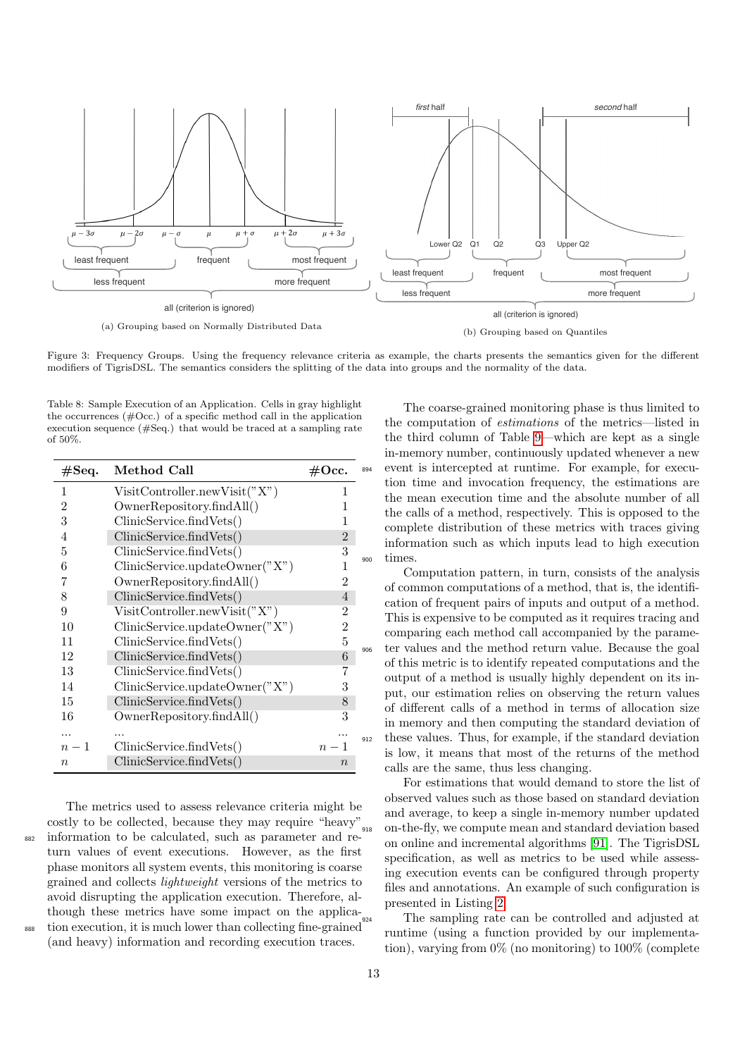Figure 3: Frequency Groups. Using the frequency relevance criteria as example, the charts presents the semantics given for the different modifiers of TigrisDSL. The semantics considers the splitting of the data into groups and the normality of the data.

(a) Grouping based on Normally Distributed Data

(b) Grouping based on Quantiles

Table 8: Sample Execution of an Application. Cells in gray highlight the occurrences (#Occ.) of a specific method call in the application execution sequence (#Seq.) that would be traced at a sampling rate of 50%.

| **#Seq.** | **Method Call** | **#Occ.** |
|---|---|---|
| 1 | VisitController.newVisit("X") | 1 |
| 2 | OwnerRepository.findAll() | 1 |
| 3 | ClinicService.findVets() | 1 |
| 4 | ClinicService.findVets() | 2 |
| 5 | ClinicService.findVets() | 3 |
| 6 | ClinicService.updateOwner("X") | 1 |
| 7 | OwnerRepository.findAll() | 2 |
| 8 | ClinicService.findVets() | 4 |
| 9 | VisitController.newVisit("X") | 2 |
| 10 | ClinicService.updateOwner("X") | 2 |
| 11 | ClinicService.findVets() | 5 |
| 12 | ClinicService.findVets() | 6 |
| 13 | ClinicService.findVets() | 7 |
| 14 | ClinicService.updateOwner("X") | 3 |
| 15 | ClinicService.findVets() | 8 |
| 16 | OwnerRepository.findAll() | 3 |
| ... | ... | ... |
| $n-1$ | ClinicService.findVets() | $n-1$ |
| $n$ | ClinicService.findVets() | $n$ |

The metrics used to assess relevance criteria might be costly to be collected, because they may require "heavy" information to be calculated, such as parameter and return values of event executions. However, as the first phase monitors all system events, this monitoring is coarse grained and collects *lightweight* versions of the metrics to avoid disrupting the application execution. Therefore, although these metrics have some impact on the application execution, it is much lower than collecting fine-grained (and heavy) information and recording execution traces.

The coarse-grained monitoring phase is thus limited to the computation of *estimations* of the metrics—listed in the third column of Table 9—which are kept as a single in-memory number, continuously updated whenever a new event is intercepted at runtime. For example, for execution time and invocation frequency, the estimations are the mean execution time and the absolute number of all the calls of a method, respectively. This is opposed to the complete distribution of these metrics with traces giving information such as which inputs lead to high execution times.

Computation pattern, in turn, consists of the analysis of common computations of a method, that is, the identification of frequent pairs of inputs and output of a method. This is expensive to be computed as it requires tracing and comparing each method call accompanied by the parameter values and the method return value. Because the goal of this metric is to identify repeated computations and the output of a method is usually highly dependent on its input, our estimation relies on observing the return values of different calls of a method in terms of allocation size in memory and then computing the standard deviation of these values. Thus, for example, if the standard deviation is low, it means that most of the returns of the method calls are the same, thus less changing.

For estimations that would demand to store the list of observed values such as those based on standard deviation and average, to keep a single in-memory number updated on-the-fly, we compute mean and standard deviation based on online and incremental algorithms [91]. The TigrisDSL specification, as well as metrics to be used while assessing execution events can be configured through property files and annotations. An example of such configuration is presented in Listing 2.

The sampling rate can be controlled and adjusted at runtime (using a function provided by our implementation), varying from 0% (no monitoring) to 100% (complete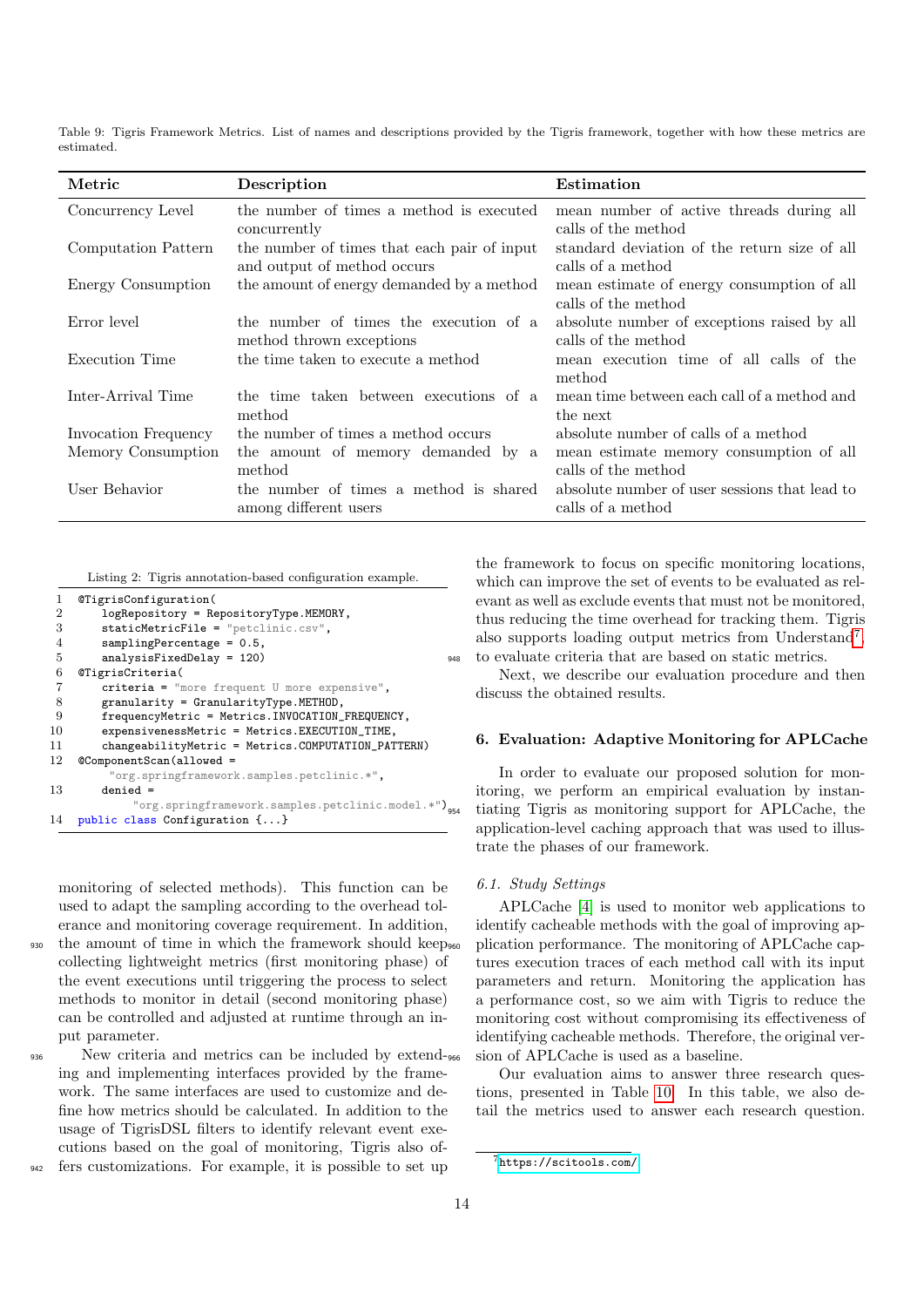Table 9: Tigris Framework Metrics. List of names and descriptions provided by the Tigris framework, together with how these metrics are estimated.

| Metric | Description | Estimation |
|---|---|---|
| Concurrency Level | the number of times a method is executed concurrently | mean number of active threads during all calls of the method |
| Computation Pattern | the number of times that each pair of input and output of method occurs | standard deviation of the return size of all calls of a method |
| Energy Consumption | the amount of energy demanded by a method | mean estimate of energy consumption of all calls of the method |
| Error level | the number of times the execution of a method thrown exceptions | absolute number of exceptions raised by all calls of the method |
| Execution Time | the time taken to execute a method | mean execution time of all calls of the method |
| Inter-Arrival Time | the time taken between executions of a method | mean time between each call of a method and the next |
| Invocation Frequency | the number of times a method occurs | absolute number of calls of a method |
| Memory Consumption | the amount of memory demanded by a method | mean estimate memory consumption of all calls of the method |
| User Behavior | the number of times a method is shared among different users | absolute number of user sessions that lead to calls of a method |

Listing 2: Tigris annotation-based configuration example.

```
1  @TigrisConfiguration(
2      logRepository = RepositoryType.MEMORY,
3      staticMetricFile = "petclinic.csv",
4      samplingPercentage = 0.5,
5      analysisFixedDelay = 120)
6  @TigrisCriteria(
7      criteria = "more frequent U more expensive",
8      granularity = GranularityType.METHOD,
9      frequencyMetric = Metrics.INVOCATION_FREQUENCY,
10     expensivenessMetric = Metrics.EXECUTION_TIME,
11     changeabilityMetric = Metrics.COMPUTATION_PATTERN)
12 @ComponentScan(allowed =
       "org.springframework.samples.petclinic.*",
13     denied =
         "org.springframework.samples.petclinic.model.*")
14 public class Configuration {...}
```

monitoring of selected methods). This function can be used to adapt the sampling according to the overhead tolerance and monitoring coverage requirement. In addition, the amount of time in which the framework should keep collecting lightweight metrics (first monitoring phase) of the event executions until triggering the process to select methods to monitor in detail (second monitoring phase) can be controlled and adjusted at runtime through an input parameter.

New criteria and metrics can be included by extending and implementing interfaces provided by the framework. The same interfaces are used to customize and define how metrics should be calculated. In addition to the usage of TigrisDSL filters to identify relevant event executions based on the goal of monitoring, Tigris also offers customizations. For example, it is possible to set up the framework to focus on specific monitoring locations, which can improve the set of events to be evaluated as relevant as well as exclude events that must not be monitored, thus reducing the time overhead for tracking them. Tigris also supports loading output metrics from Understand[7], to evaluate criteria that are based on static metrics.

Next, we describe our evaluation procedure and then discuss the obtained results.

## 6. Evaluation: Adaptive Monitoring for APLCache

In order to evaluate our proposed solution for monitoring, we perform an empirical evaluation by instantiating Tigris as monitoring support for APLCache, the application-level caching approach that was used to illustrate the phases of our framework.

### 6.1. Study Settings

APLCache [4] is used to monitor web applications to identify cacheable methods with the goal of improving application performance. The monitoring of APLCache captures execution traces of each method call with its input parameters and return. Monitoring the application has a performance cost, so we aim with Tigris to reduce the monitoring cost without compromising its effectiveness of identifying cacheable methods. Therefore, the original version of APLCache is used as a baseline.

Our evaluation aims to answer three research questions, presented in Table 10. In this table, we also detail the metrics used to answer each research question.

[7] https://scitools.com/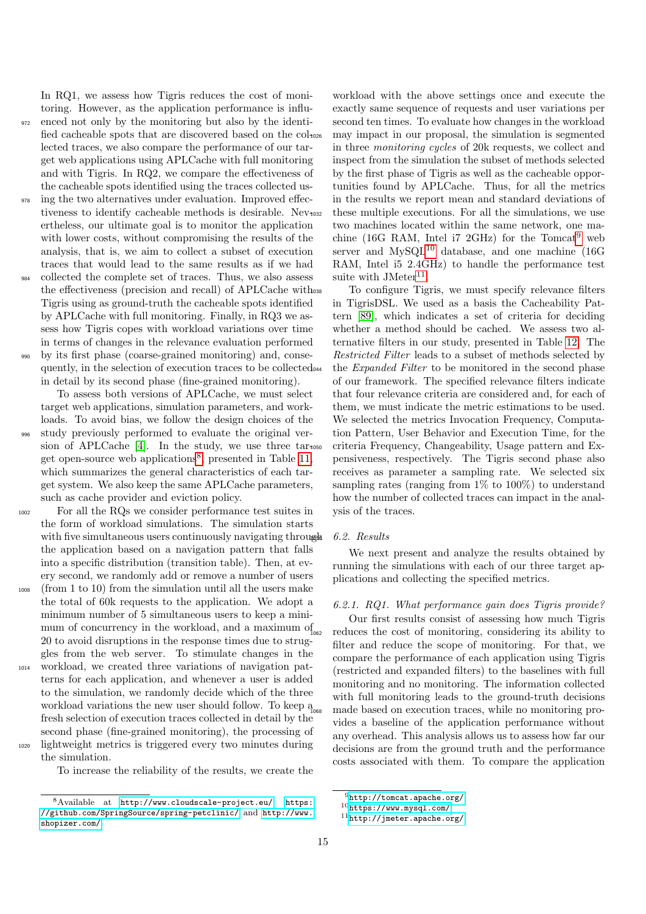In RQ1, we assess how Tigris reduces the cost of monitoring. However, as the application performance is influenced not only by the monitoring but also by the identified cacheable spots that are discovered based on the collected traces, we also compare the performance of our target web applications using APLCache with full monitoring and with Tigris. In RQ2, we compare the effectiveness of the cacheable spots identified using the traces collected using the two alternatives under evaluation. Improved effectiveness to identify cacheable methods is desirable. Nevertheless, our ultimate goal is to monitor the application with lower costs, without compromising the results of the analysis, that is, we aim to collect a subset of execution traces that would lead to the same results as if we had collected the complete set of traces. Thus, we also assess the effectiveness (precision and recall) of APLCache with Tigris using as ground-truth the cacheable spots identified by APLCache with full monitoring. Finally, in RQ3 we assess how Tigris copes with workload variations over time in terms of changes in the relevance evaluation performed by its first phase (coarse-grained monitoring) and, consequently, in the selection of execution traces to be collected in detail by its second phase (fine-grained monitoring).

To assess both versions of APLCache, we must select target web applications, simulation parameters, and workloads. To avoid bias, we follow the design choices of the study previously performed to evaluate the original version of APLCache [4]. In the study, we use three target open-source web applications[8], presented in Table 11, which summarizes the general characteristics of each target system. We also keep the same APLCache parameters, such as cache provider and eviction policy.

For all the RQs we consider performance test suites in the form of workload simulations. The simulation starts with five simultaneous users continuously navigating through the application based on a navigation pattern that falls into a specific distribution (transition table). Then, at every second, we randomly add or remove a number of users (from 1 to 10) from the simulation until all the users make the total of 60k requests to the application. We adopt a minimum number of 5 simultaneous users to keep a minimum of concurrency in the workload, and a maximum of 20 to avoid disruptions in the response times due to struggles from the web server. To stimulate changes in the workload, we created three variations of navigation patterns for each application, and whenever a user is added to the simulation, we randomly decide which of the three workload variations the new user should follow. To keep a fresh selection of execution traces collected in detail by the second phase (fine-grained monitoring), the processing of lightweight metrics is triggered every two minutes during the simulation.

To increase the reliability of the results, we create the workload with the above settings once and execute the exactly same sequence of requests and user variations per second ten times. To evaluate how changes in the workload may impact in our proposal, the simulation is segmented in three *monitoring cycles* of 20k requests, we collect and inspect from the simulation the subset of methods selected by the first phase of Tigris as well as the cacheable opportunities found by APLCache. Thus, for all the metrics in the results we report mean and standard deviations of these multiple executions. For all the simulations, we use two machines located within the same network, one machine (16G RAM, Intel i7 2GHz) for the Tomcat[9] web server and MySQL[10] database, and one machine (16G RAM, Intel i5 2.4GHz) to handle the performance test suite with JMeter[11].

To configure Tigris, we must specify relevance filters in TigrisDSL. We used as a basis the Cacheability Pattern [89], which indicates a set of criteria for deciding whether a method should be cached. We assess two alternative filters in our study, presented in Table 12. The *Restricted Filter* leads to a subset of methods selected by the *Expanded Filter* to be monitored in the second phase of our framework. The specified relevance filters indicate that four relevance criteria are considered and, for each of them, we must indicate the metric estimations to be used. We selected the metrics Invocation Frequency, Computation Pattern, User Behavior and Execution Time, for the criteria Frequency, Changeability, Usage pattern and Expensiveness, respectively. The Tigris second phase also receives as parameter a sampling rate. We selected six sampling rates (ranging from 1% to 100%) to understand how the number of collected traces can impact in the analysis of the traces.

### 6.2. Results

We next present and analyze the results obtained by running the simulations with each of our three target applications and collecting the specified metrics.

#### 6.2.1. RQ1. What performance gain does Tigris provide?

Our first results consist of assessing how much Tigris reduces the cost of monitoring, considering its ability to filter and reduce the scope of monitoring. For that, we compare the performance of each application using Tigris (restricted and expanded filters) to the baselines with full monitoring and no monitoring. The information collected with full monitoring leads to the ground-truth decisions made based on execution traces, while no monitoring provides a baseline of the application performance without any overhead. This analysis allows us to assess how far our decisions are from the ground truth and the performance costs associated with them. To compare the application

[8] Available at http://www.cloudscale-project.eu/, https://github.com/SpringSource/spring-petclinic/ and http://www.shopizer.com/

[9] http://tomcat.apache.org/

[10] https://www.mysql.com/

[11] http://jmeter.apache.org/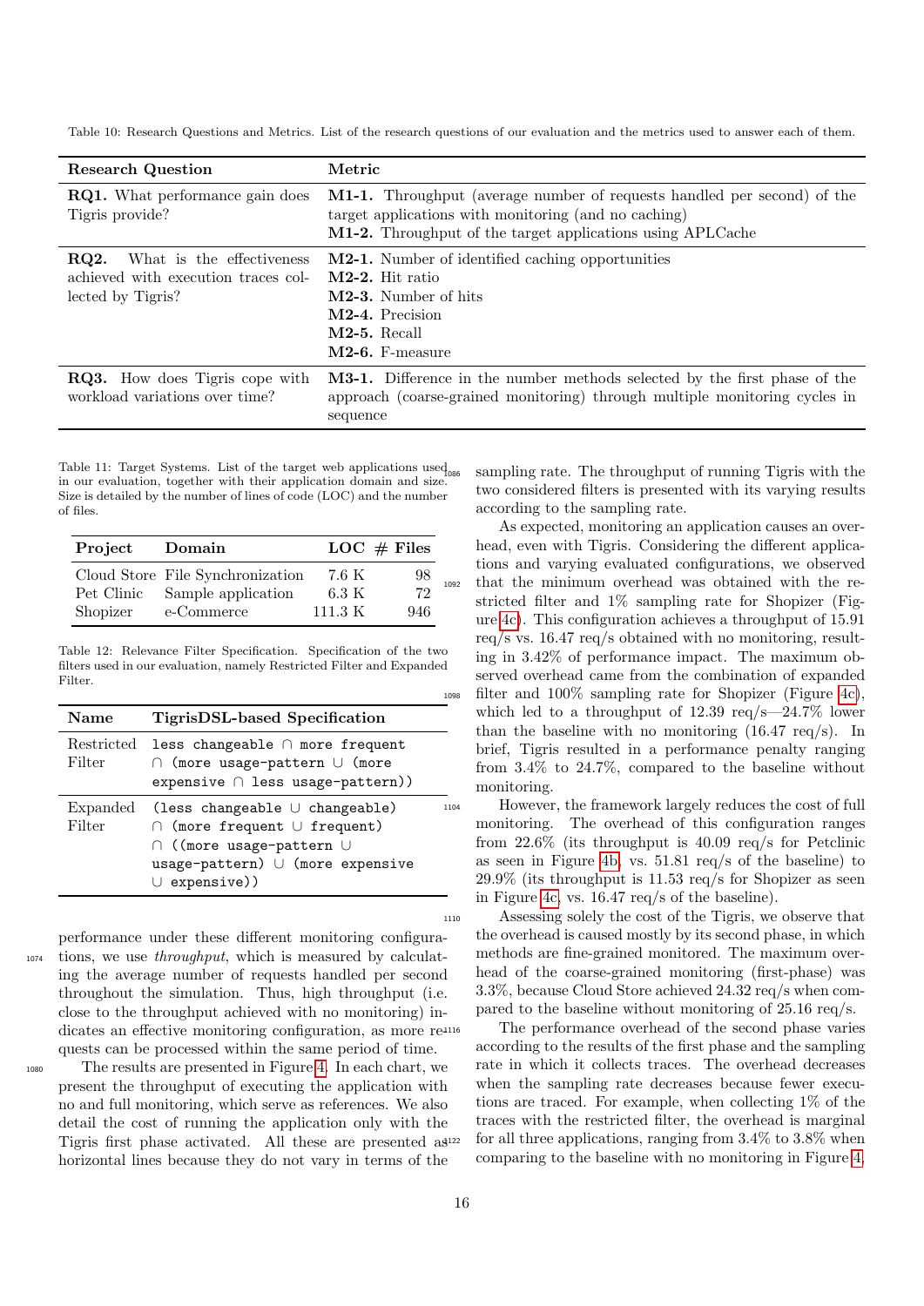Table 10: Research Questions and Metrics. List of the research questions of our evaluation and the metrics used to answer each of them.

| Research Question | Metric |
|---|---|
| **RQ1.** What performance gain does Tigris provide? | **M1-1.** Throughput (average number of requests handled per second) of the target applications with monitoring (and no caching)<br>**M1-2.** Throughput of the target applications using APLCache |
| **RQ2.** What is the effectiveness achieved with execution traces collected by Tigris? | **M2-1.** Number of identified caching opportunities<br>**M2-2.** Hit ratio<br>**M2-3.** Number of hits<br>**M2-4.** Precision<br>**M2-5.** Recall<br>**M2-6.** F-measure |
| **RQ3.** How does Tigris cope with workload variations over time? | **M3-1.** Difference in the number methods selected by the first phase of the approach (coarse-grained monitoring) through multiple monitoring cycles in sequence |

Table 11: Target Systems. List of the target web applications used in our evaluation, together with their application domain and size. Size is detailed by the number of lines of code (LOC) and the number of files.

| Project | Domain | LOC | # Files |
|---|---|---|---|
| Cloud Store | File Synchronization | 7.6 K | 98 |
| Pet Clinic | Sample application | 6.3 K | 72 |
| Shopizer | e-Commerce | 111.3 K | 946 |

Table 12: Relevance Filter Specification. Specification of the two filters used in our evaluation, namely Restricted Filter and Expanded Filter.

| Name | TigrisDSL-based Specification |
|---|---|
| Restricted Filter | `less changeable ∩ more frequent ∩ (more usage-pattern ∪ (more expensive ∩ less usage-pattern))` |
| Expanded Filter | `(less changeable ∪ changeable) ∩ (more frequent ∪ frequent) ∩ ((more usage-pattern ∪ usage-pattern) ∪ (more expensive ∪ expensive))` |

performance under these different monitoring configurations, we use *throughput*, which is measured by calculating the average number of requests handled per second throughout the simulation. Thus, high throughput (i.e. close to the throughput achieved with no monitoring) indicates an effective monitoring configuration, as more requests can be processed within the same period of time.

The results are presented in Figure 4. In each chart, we present the throughput of executing the application with no and full monitoring, which serve as references. We also detail the cost of running the application only with the Tigris first phase activated. All these are presented as horizontal lines because they do not vary in terms of the sampling rate. The throughput of running Tigris with the two considered filters is presented with its varying results according to the sampling rate.

As expected, monitoring an application causes an overhead, even with Tigris. Considering the different applications and varying evaluated configurations, we observed that the minimum overhead was obtained with the restricted filter and 1% sampling rate for Shopizer (Figure 4c). This configuration achieves a throughput of 15.91 req/s vs. 16.47 req/s obtained with no monitoring, resulting in 3.42% of performance impact. The maximum observed overhead came from the combination of expanded filter and 100% sampling rate for Shopizer (Figure 4c), which led to a throughput of 12.39 req/s—24.7% lower than the baseline with no monitoring (16.47 req/s). In brief, Tigris resulted in a performance penalty ranging from 3.4% to 24.7%, compared to the baseline without monitoring.

However, the framework largely reduces the cost of full monitoring. The overhead of this configuration ranges from 22.6% (its throughput is 40.09 req/s for Petclinic as seen in Figure 4b, vs. 51.81 req/s of the baseline) to 29.9% (its throughput is 11.53 req/s for Shopizer as seen in Figure 4c, vs. 16.47 req/s of the baseline).

Assessing solely the cost of the Tigris, we observe that the overhead is caused mostly by its second phase, in which methods are fine-grained monitored. The maximum overhead of the coarse-grained monitoring (first-phase) was 3.3%, because Cloud Store achieved 24.32 req/s when compared to the baseline without monitoring of 25.16 req/s.

The performance overhead of the second phase varies according to the results of the first phase and the sampling rate in which it collects traces. The overhead decreases when the sampling rate decreases because fewer executions are traced. For example, when collecting 1% of the traces with the restricted filter, the overhead is marginal for all three applications, ranging from 3.4% to 3.8% when comparing to the baseline with no monitoring in Figure 4.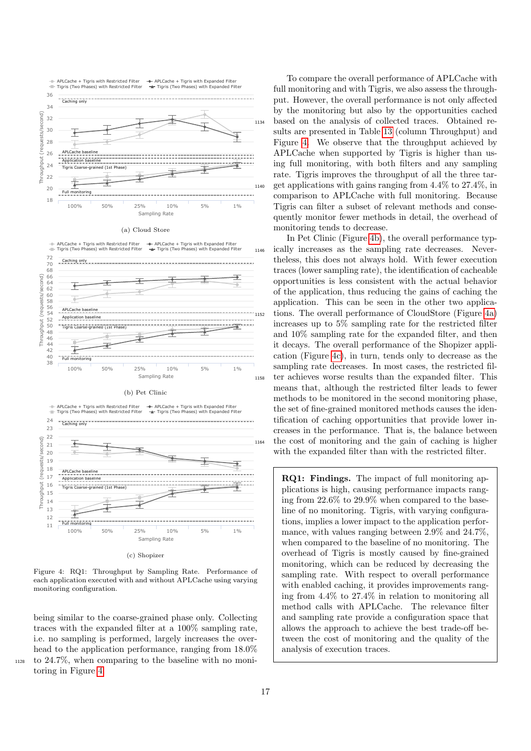Figure 4: RQ1: Throughput by Sampling Rate. Performance of each application executed with and without APLCache using varying monitoring configuration.

(a) Cloud Store

(b) Pet Clinic

(c) Shopizer

being similar to the coarse-grained phase only. Collecting traces with the expanded filter at a 100% sampling rate, i.e. no sampling is performed, largely increases the overhead to the application performance, ranging from 18.0% to 24.7%, when comparing to the baseline with no monitoring in Figure 4.

To compare the overall performance of APLCache with full monitoring and with Tigris, we also assess the throughput. However, the overall performance is not only affected by the monitoring but also by the opportunities cached based on the analysis of collected traces. Obtained results are presented in Table 13 (column Throughput) and Figure 4. We observe that the throughput achieved by APLCache when supported by Tigris is higher than using full monitoring, with both filters and any sampling rate. Tigris improves the throughput of all the three target applications with gains ranging from 4.4% to 27.4%, in comparison to APLCache with full monitoring. Because Tigris can filter a subset of relevant methods and consequently monitor fewer methods in detail, the overhead of monitoring tends to decrease.

In Pet Clinic (Figure 4b), the overall performance typically increases as the sampling rate decreases. Nevertheless, this does not always hold. With fewer execution traces (lower sampling rate), the identification of cacheable opportunities is less consistent with the actual behavior of the application, thus reducing the gains of caching the application. This can be seen in the other two applications. The overall performance of CloudStore (Figure 4a) increases up to 5% sampling rate for the restricted filter and 10% sampling rate for the expanded filter, and then it decays. The overall performance of the Shopizer application (Figure 4c), in turn, tends only to decrease as the sampling rate decreases. In most cases, the restricted filter achieves worse results than the expanded filter. This means that, although the restricted filter leads to fewer methods to be monitored in the second monitoring phase, the set of fine-grained monitored methods causes the identification of caching opportunities that provide lower increases in the performance. That is, the balance between the cost of monitoring and the gain of caching is higher with the expanded filter than with the restricted filter.

**RQ1: Findings.** The impact of full monitoring applications is high, causing performance impacts ranging from 22.6% to 29.9% when compared to the baseline of no monitoring. Tigris, with varying configurations, implies a lower impact to the application performance, with values ranging between 2.9% and 24.7%, when compared to the baseline of no monitoring. The overhead of Tigris is mostly caused by fine-grained monitoring, which can be reduced by decreasing the sampling rate. With respect to overall performance with enabled caching, it provides improvements ranging from 4.4% to 27.4% in relation to monitoring all method calls with APLCache. The relevance filter and sampling rate provide a configuration space that allows the approach to achieve the best trade-off between the cost of monitoring and the quality of the analysis of execution traces.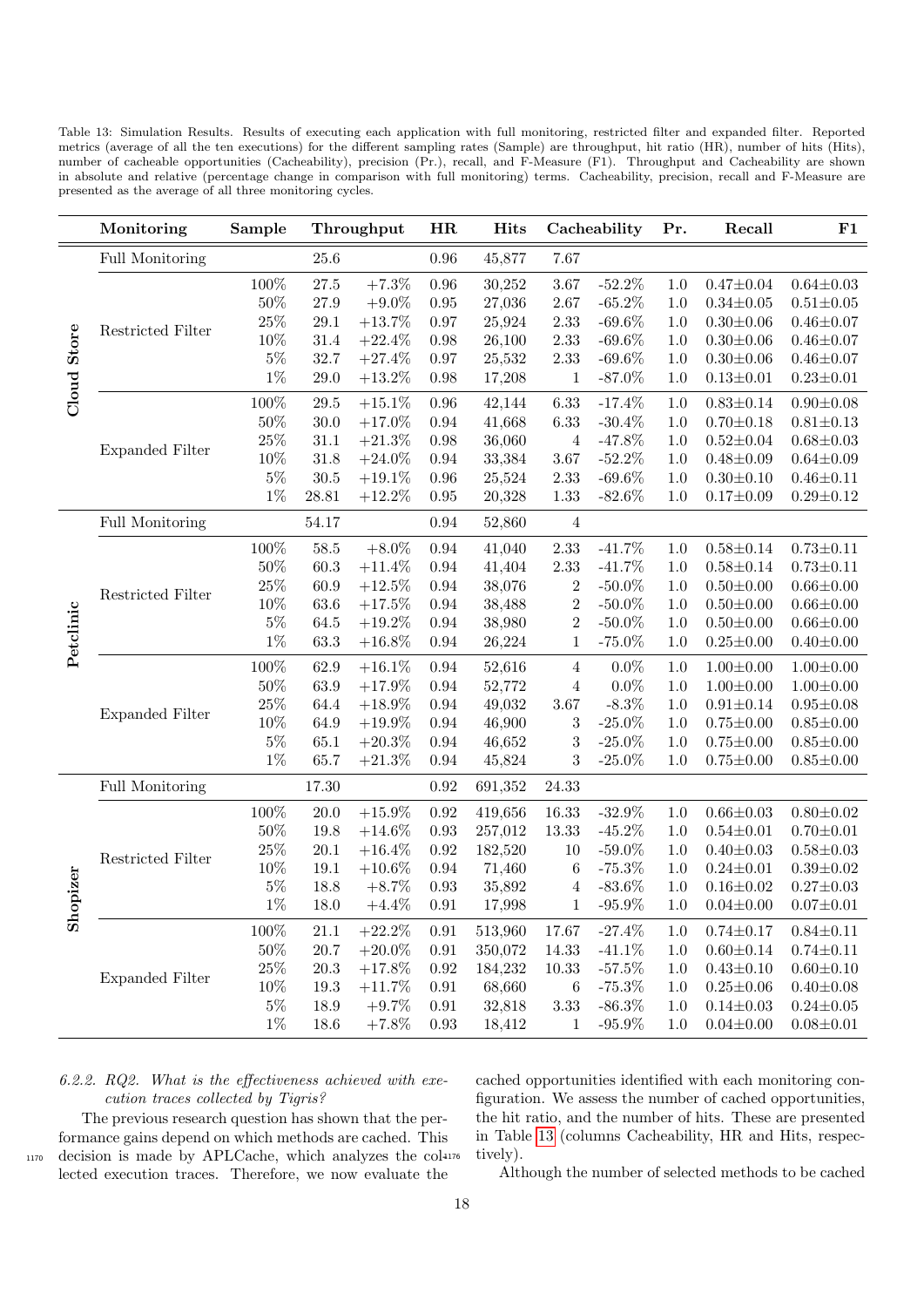Table 13: Simulation Results. Results of executing each application with full monitoring, restricted filter and expanded filter. Reported metrics (average of all the ten executions) for the different sampling rates (Sample) are throughput, hit ratio (HR), number of hits (Hits), number of cacheable opportunities (Cacheability), precision (Pr.), recall, and F-Measure (F1). Throughput and Cacheability are shown in absolute and relative (percentage change in comparison with full monitoring) terms. Cacheability, precision, recall and F-Measure are presented as the average of all three monitoring cycles.

| | Monitoring | Sample | Throughput | | HR | Hits | Cacheability | | Pr. | Recall | F1 |
|---|---|---|---|---|---|---|---|---|---|---|---|
| **Cloud Store** | Full Monitoring | | 25.6 | | 0.96 | 45,877 | 7.67 | | | | |
| | Restricted Filter | 100% | 27.5 | +7.3% | 0.96 | 30,252 | 3.67 | -52.2% | 1.0 | 0.47±0.04 | 0.64±0.03 |
| | | 50% | 27.9 | +9.0% | 0.95 | 27,036 | 2.67 | -65.2% | 1.0 | 0.34±0.05 | 0.51±0.05 |
| | | 25% | 29.1 | +13.7% | 0.97 | 25,924 | 2.33 | -69.6% | 1.0 | 0.30±0.06 | 0.46±0.07 |
| | | 10% | 31.4 | +22.4% | 0.98 | 26,100 | 2.33 | -69.6% | 1.0 | 0.30±0.06 | 0.46±0.07 |
| | | 5% | 32.7 | +27.4% | 0.97 | 25,532 | 2.33 | -69.6% | 1.0 | 0.30±0.06 | 0.46±0.07 |
| | | 1% | 29.0 | +13.2% | 0.98 | 17,208 | 1 | -87.0% | 1.0 | 0.13±0.01 | 0.23±0.01 |
| | Expanded Filter | 100% | 29.5 | +15.1% | 0.96 | 42,144 | 6.33 | -17.4% | 1.0 | 0.83±0.14 | 0.90±0.08 |
| | | 50% | 30.0 | +17.0% | 0.94 | 41,668 | 6.33 | -30.4% | 1.0 | 0.70±0.18 | 0.81±0.13 |
| | | 25% | 31.1 | +21.3% | 0.98 | 36,060 | 4 | -47.8% | 1.0 | 0.52±0.04 | 0.68±0.03 |
| | | 10% | 31.8 | +24.0% | 0.94 | 33,384 | 3.67 | -52.2% | 1.0 | 0.48±0.09 | 0.64±0.09 |
| | | 5% | 30.5 | +19.1% | 0.96 | 25,524 | 2.33 | -69.6% | 1.0 | 0.30±0.10 | 0.46±0.11 |
| | | 1% | 28.81 | +12.2% | 0.95 | 20,328 | 1.33 | -82.6% | 1.0 | 0.17±0.09 | 0.29±0.12 |
| **Petclinic** | Full Monitoring | | 54.17 | | 0.94 | 52,860 | 4 | | | | |
| | Restricted Filter | 100% | 58.5 | +8.0% | 0.94 | 41,040 | 2.33 | -41.7% | 1.0 | 0.58±0.14 | 0.73±0.11 |
| | | 50% | 60.3 | +11.4% | 0.94 | 41,404 | 2.33 | -41.7% | 1.0 | 0.58±0.14 | 0.73±0.11 |
| | | 25% | 60.9 | +12.5% | 0.94 | 38,076 | 2 | -50.0% | 1.0 | 0.50±0.00 | 0.66±0.00 |
| | | 10% | 63.6 | +17.5% | 0.94 | 38,488 | 2 | -50.0% | 1.0 | 0.50±0.00 | 0.66±0.00 |
| | | 5% | 64.5 | +19.2% | 0.94 | 38,980 | 2 | -50.0% | 1.0 | 0.50±0.00 | 0.66±0.00 |
| | | 1% | 63.3 | +16.8% | 0.94 | 26,224 | 1 | -75.0% | 1.0 | 0.25±0.00 | 0.40±0.00 |
| | Expanded Filter | 100% | 62.9 | +16.1% | 0.94 | 52,616 | 4 | 0.0% | 1.0 | 1.00±0.00 | 1.00±0.00 |
| | | 50% | 63.9 | +17.9% | 0.94 | 52,772 | 4 | 0.0% | 1.0 | 1.00±0.00 | 1.00±0.00 |
| | | 25% | 64.4 | +18.9% | 0.94 | 49,032 | 3.67 | -8.3% | 1.0 | 0.91±0.14 | 0.95±0.08 |
| | | 10% | 64.9 | +19.9% | 0.94 | 46,900 | 3 | -25.0% | 1.0 | 0.75±0.00 | 0.85±0.00 |
| | | 5% | 65.1 | +20.3% | 0.94 | 46,652 | 3 | -25.0% | 1.0 | 0.75±0.00 | 0.85±0.00 |
| | | 1% | 65.7 | +21.3% | 0.94 | 45,824 | 3 | -25.0% | 1.0 | 0.75±0.00 | 0.85±0.00 |
| **Shopizer** | Full Monitoring | | 17.30 | | 0.92 | 691,352 | 24.33 | | | | |
| | Restricted Filter | 100% | 20.0 | +15.9% | 0.92 | 419,656 | 16.33 | -32.9% | 1.0 | 0.66±0.03 | 0.80±0.02 |
| | | 50% | 19.8 | +14.6% | 0.93 | 257,012 | 13.33 | -45.2% | 1.0 | 0.54±0.01 | 0.70±0.01 |
| | | 25% | 20.1 | +16.4% | 0.92 | 182,520 | 10 | -59.0% | 1.0 | 0.40±0.03 | 0.58±0.03 |
| | | 10% | 19.1 | +10.6% | 0.94 | 71,460 | 6 | -75.3% | 1.0 | 0.24±0.01 | 0.39±0.02 |
| | | 5% | 18.8 | +8.7% | 0.93 | 35,892 | 4 | -83.6% | 1.0 | 0.16±0.02 | 0.27±0.03 |
| | | 1% | 18.0 | +4.4% | 0.91 | 17,998 | 1 | -95.9% | 1.0 | 0.04±0.00 | 0.07±0.01 |
| | Expanded Filter | 100% | 21.1 | +22.2% | 0.91 | 513,960 | 17.67 | -27.4% | 1.0 | 0.74±0.17 | 0.84±0.11 |
| | | 50% | 20.7 | +20.0% | 0.91 | 350,072 | 14.33 | -41.1% | 1.0 | 0.60±0.14 | 0.74±0.11 |
| | | 25% | 20.3 | +17.8% | 0.92 | 184,232 | 10.33 | -57.5% | 1.0 | 0.43±0.10 | 0.60±0.10 |
| | | 10% | 19.3 | +11.7% | 0.91 | 68,660 | 6 | -75.3% | 1.0 | 0.25±0.06 | 0.40±0.08 |
| | | 5% | 18.9 | +9.7% | 0.91 | 32,818 | 3.33 | -86.3% | 1.0 | 0.14±0.03 | 0.24±0.05 |
| | | 1% | 18.6 | +7.8% | 0.93 | 18,412 | 1 | -95.9% | 1.0 | 0.04±0.00 | 0.08±0.01 |

#### 6.2.2. RQ2. What is the effectiveness achieved with execution traces collected by Tigris?

The previous research question has shown that the performance gains depend on which methods are cached. This decision is made by APLCache, which analyzes the collected execution traces. Therefore, we now evaluate the cached opportunities identified with each monitoring configuration. We assess the number of cached opportunities, the hit ratio, and the number of hits. These are presented in Table 13 (columns Cacheability, HR and Hits, respectively).

Although the number of selected methods to be cached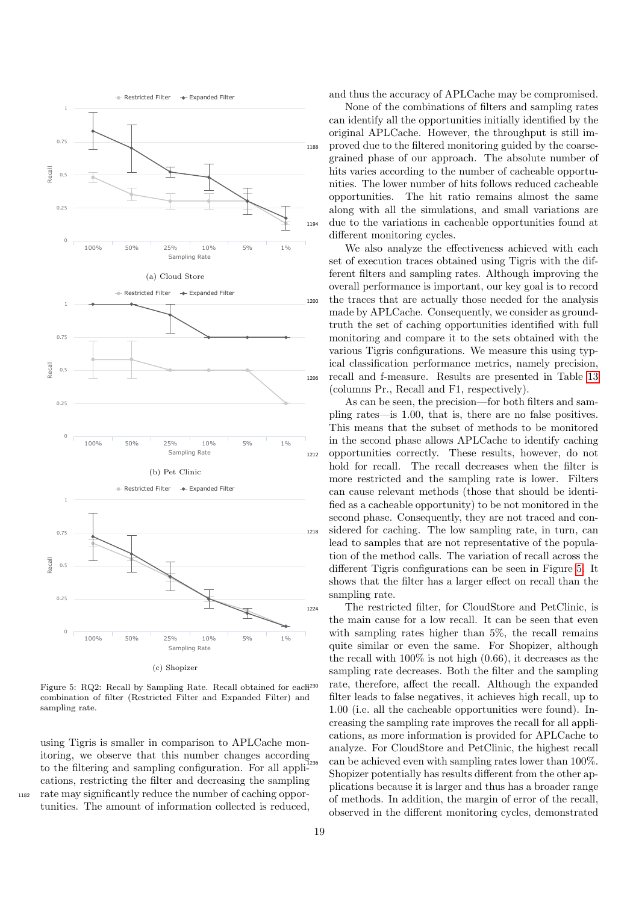Figure 5: RQ2: Recall by Sampling Rate. Recall obtained for each combination of filter (Restricted Filter and Expanded Filter) and sampling rate.

using Tigris is smaller in comparison to APLCache monitoring, we observe that this number changes according to the filtering and sampling configuration. For all applications, restricting the filter and decreasing the sampling rate may significantly reduce the number of caching opportunities. The amount of information collected is reduced, and thus the accuracy of APLCache may be compromised.

None of the combinations of filters and sampling rates can identify all the opportunities initially identified by the original APLCache. However, the throughput is still improved due to the filtered monitoring guided by the coarse-grained phase of our approach. The absolute number of hits varies according to the number of cacheable opportunities. The lower number of hits follows reduced cacheable opportunities. The hit ratio remains almost the same along with all the simulations, and small variations are due to the variations in cacheable opportunities found at different monitoring cycles.

We also analyze the effectiveness achieved with each set of execution traces obtained using Tigris with the different filters and sampling rates. Although improving the overall performance is important, our key goal is to record the traces that are actually those needed for the analysis made by APLCache. Consequently, we consider as ground-truth the set of caching opportunities identified with full monitoring and compare it to the sets obtained with the various Tigris configurations. We measure this using typical classification performance metrics, namely precision, recall and f-measure. Results are presented in Table 13 (columns Pr., Recall and F1, respectively).

As can be seen, the precision—for both filters and sampling rates—is 1.00, that is, there are no false positives. This means that the subset of methods to be monitored in the second phase allows APLCache to identify caching opportunities correctly. These results, however, do not hold for recall. The recall decreases when the filter is more restricted and the sampling rate is lower. Filters can cause relevant methods (those that should be identified as a cacheable opportunity) to be not monitored in the second phase. Consequently, they are not traced and considered for caching. The low sampling rate, in turn, can lead to samples that are not representative of the population of the method calls. The variation of recall across the different Tigris configurations can be seen in Figure 5. It shows that the filter has a larger effect on recall than the sampling rate.

The restricted filter, for CloudStore and PetClinic, is the main cause for a low recall. It can be seen that even with sampling rates higher than 5%, the recall remains quite similar or even the same. For Shopizer, although the recall with 100% is not high (0.66), it decreases as the sampling rate decreases. Both the filter and the sampling rate, therefore, affect the recall. Although the expanded filter leads to false negatives, it achieves high recall, up to 1.00 (i.e. all the cacheable opportunities were found). Increasing the sampling rate improves the recall for all applications, as more information is provided for APLCache to analyze. For CloudStore and PetClinic, the highest recall can be achieved even with sampling rates lower than 100%. Shopizer potentially has results different from the other applications because it is larger and thus has a broader range of methods. In addition, the margin of error of the recall, observed in the different monitoring cycles, demonstrated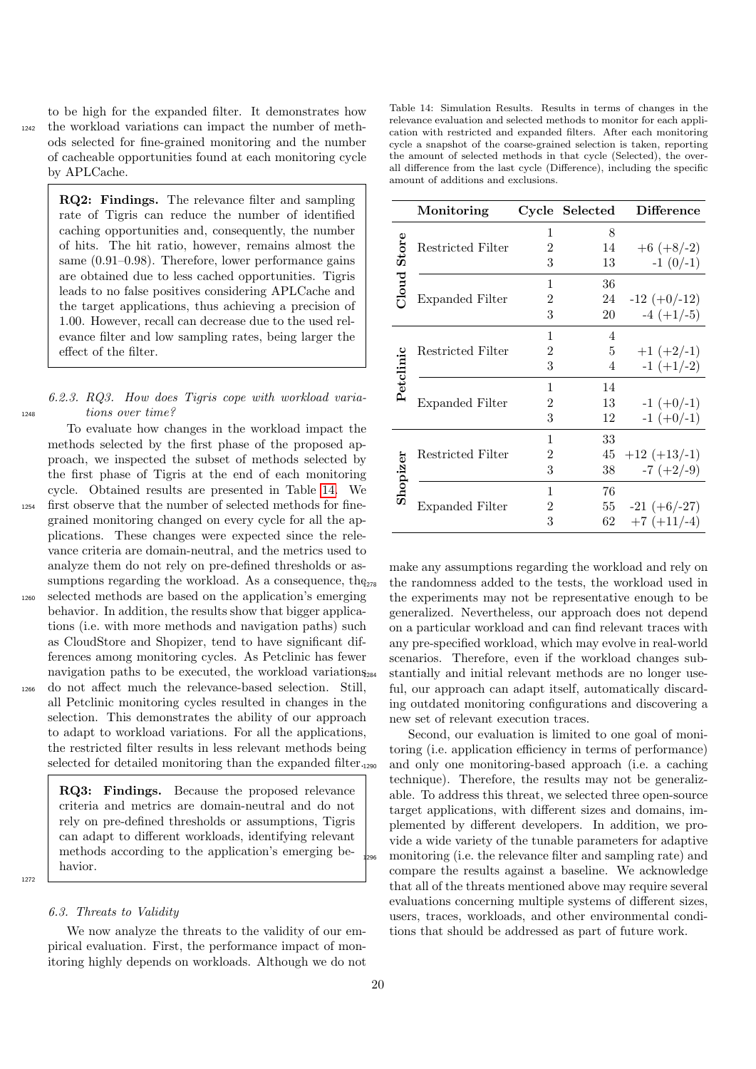to be high for the expanded filter. It demonstrates how the workload variations can impact the number of methods selected for fine-grained monitoring and the number of cacheable opportunities found at each monitoring cycle by APLCache.

> **RQ2: Findings.** The relevance filter and sampling rate of Tigris can reduce the number of identified caching opportunities and, consequently, the number of hits. The hit ratio, however, remains almost the same (0.91–0.98). Therefore, lower performance gains are obtained due to less cached opportunities. Tigris leads to no false positives considering APLCache and the target applications, thus achieving a precision of 1.00. However, recall can decrease due to the used relevance filter and low sampling rates, being larger the effect of the filter.

#### 6.2.3. RQ3. How does Tigris cope with workload variations over time?

To evaluate how changes in the workload impact the methods selected by the first phase of the proposed approach, we inspected the subset of methods selected by the first phase of Tigris at the end of each monitoring cycle. Obtained results are presented in Table 14. We first observe that the number of selected methods for fine-grained monitoring changed on every cycle for all the applications. These changes were expected since the relevance criteria are domain-neutral, and the metrics used to analyze them do not rely on pre-defined thresholds or assumptions regarding the workload. As a consequence, the selected methods are based on the application's emerging behavior. In addition, the results show that bigger applications (i.e. with more methods and navigation paths) such as CloudStore and Shopizer, tend to have significant differences among monitoring cycles. As Petclinic has fewer navigation paths to be executed, the workload variations do not affect much the relevance-based selection. Still, all Petclinic monitoring cycles resulted in changes in the selection. This demonstrates the ability of our approach to adapt to workload variations. For all the applications, the restricted filter results in less relevant methods being selected for detailed monitoring than the expanded filter.

> **RQ3: Findings.** Because the proposed relevance criteria and metrics are domain-neutral and do not rely on pre-defined thresholds or assumptions, Tigris can adapt to different workloads, identifying relevant methods according to the application's emerging behavior.

Table 14: Simulation Results. Results in terms of changes in the relevance evaluation and selected methods to monitor for each application with restricted and expanded filters. After each monitoring cycle a snapshot of the coarse-grained selection is taken, reporting the amount of selected methods in that cycle (Selected), the overall difference from the last cycle (Difference), including the specific amount of additions and exclusions.

| | Monitoring | Cycle | Selected | Difference |
|---|---|---|---|---|
| **Cloud Store** | Restricted Filter | 1 | 8 | |
| | | 2 | 14 | +6 (+8/-2) |
| | | 3 | 13 | -1 (0/-1) |
| | Expanded Filter | 1 | 36 | |
| | | 2 | 24 | -12 (+0/-12) |
| | | 3 | 20 | -4 (+1/-5) |
| **Petclinic** | Restricted Filter | 1 | 4 | |
| | | 2 | 5 | +1 (+2/-1) |
| | | 3 | 4 | -1 (+1/-2) |
| | Expanded Filter | 1 | 14 | |
| | | 2 | 13 | -1 (+0/-1) |
| | | 3 | 12 | -1 (+0/-1) |
| **Shopizer** | Restricted Filter | 1 | 33 | |
| | | 2 | 45 | +12 (+13/-1) |
| | | 3 | 38 | -7 (+2/-9) |
| | Expanded Filter | 1 | 76 | |
| | | 2 | 55 | -21 (+6/-27) |
| | | 3 | 62 | +7 (+11/-4) |

### 6.3. Threats to Validity

We now analyze the threats to the validity of our empirical evaluation. First, the performance impact of monitoring highly depends on workloads. Although we do not make any assumptions regarding the workload and rely on the randomness added to the tests, the workload used in the experiments may not be representative enough to be generalized. Nevertheless, our approach does not depend on a particular workload and can find relevant traces with any pre-specified workload, which may evolve in real-world scenarios. Therefore, even if the workload changes substantially and initial relevant methods are no longer useful, our approach can adapt itself, automatically discarding outdated monitoring configurations and discovering a new set of relevant execution traces.

Second, our evaluation is limited to one goal of monitoring (i.e. application efficiency in terms of performance) and only one monitoring-based approach (i.e. a caching technique). Therefore, the results may not be generalizable. To address this threat, we selected three open-source target applications, with different sizes and domains, implemented by different developers. In addition, we provide a wide variety of the tunable parameters for adaptive monitoring (i.e. the relevance filter and sampling rate) and compare the results against a baseline. We acknowledge that all of the threats mentioned above may require several evaluations concerning multiple systems of different sizes, users, traces, workloads, and other environmental conditions that should be addressed as part of future work.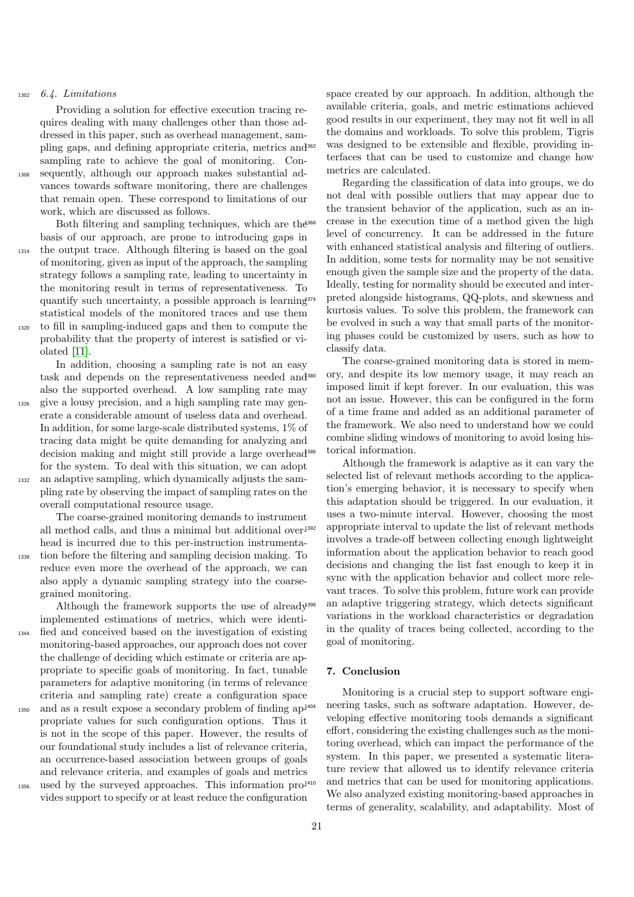### 6.4. Limitations

Providing a solution for effective execution tracing requires dealing with many challenges other than those addressed in this paper, such as overhead management, sampling gaps, and defining appropriate criteria, metrics and sampling rate to achieve the goal of monitoring. Consequently, although our approach makes substantial advances towards software monitoring, there are challenges that remain open. These correspond to limitations of our work, which are discussed as follows.

Both filtering and sampling techniques, which are the basis of our approach, are prone to introducing gaps in the output trace. Although filtering is based on the goal of monitoring, given as input of the approach, the sampling strategy follows a sampling rate, leading to uncertainty in the monitoring result in terms of representativeness. To quantify such uncertainty, a possible approach is learning statistical models of the monitored traces and use them to fill in sampling-induced gaps and then to compute the probability that the property of interest is satisfied or violated [11].

In addition, choosing a sampling rate is not an easy task and depends on the representativeness needed and also the supported overhead. A low sampling rate may give a lousy precision, and a high sampling rate may generate a considerable amount of useless data and overhead. In addition, for some large-scale distributed systems, 1% of tracing data might be quite demanding for analyzing and decision making and might still provide a large overhead for the system. To deal with this situation, we can adopt an adaptive sampling, which dynamically adjusts the sampling rate by observing the impact of sampling rates on the overall computational resource usage.

The coarse-grained monitoring demands to instrument all method calls, and thus a minimal but additional overhead is incurred due to this per-instruction instrumentation before the filtering and sampling decision making. To reduce even more the overhead of the approach, we can also apply a dynamic sampling strategy into the coarse-grained monitoring.

Although the framework supports the use of already implemented estimations of metrics, which were identified and conceived based on the investigation of existing monitoring-based approaches, our approach does not cover the challenge of deciding which estimate or criteria are appropriate to specific goals of monitoring. In fact, tunable parameters for adaptive monitoring (in terms of relevance criteria and sampling rate) create a configuration space and as a result expose a secondary problem of finding appropriate values for such configuration options. Thus it is not in the scope of this paper. However, the results of our foundational study includes a list of relevance criteria, an occurrence-based association between groups of goals and relevance criteria, and examples of goals and metrics used by the surveyed approaches. This information provides support to specify or at least reduce the configuration space created by our approach. In addition, although the available criteria, goals, and metric estimations achieved good results in our experiment, they may not fit well in all the domains and workloads. To solve this problem, Tigris was designed to be extensible and flexible, providing interfaces that can be used to customize and change how metrics are calculated.

Regarding the classification of data into groups, we do not deal with possible outliers that may appear due to the transient behavior of the application, such as an increase in the execution time of a method given the high level of concurrency. It can be addressed in the future with enhanced statistical analysis and filtering of outliers. In addition, some tests for normality may be not sensitive enough given the sample size and the property of the data. Ideally, testing for normality should be executed and interpreted alongside histograms, QQ-plots, and skewness and kurtosis values. To solve this problem, the framework can be evolved in such a way that small parts of the monitoring phases could be customized by users, such as how to classify data.

The coarse-grained monitoring data is stored in memory, and despite its low memory usage, it may reach an imposed limit if kept forever. In our evaluation, this was not an issue. However, this can be configured in the form of a time frame and added as an additional parameter of the framework. We also need to understand how we could combine sliding windows of monitoring to avoid losing historical information.

Although the framework is adaptive as it can vary the selected list of relevant methods according to the application's emerging behavior, it is necessary to specify when this adaptation should be triggered. In our evaluation, it uses a two-minute interval. However, choosing the most appropriate interval to update the list of relevant methods involves a trade-off between collecting enough lightweight information about the application behavior to reach good decisions and changing the list fast enough to keep it in sync with the application behavior and collect more relevant traces. To solve this problem, future work can provide an adaptive triggering strategy, which detects significant variations in the workload characteristics or degradation in the quality of traces being collected, according to the goal of monitoring.

## 7. Conclusion

Monitoring is a crucial step to support software engineering tasks, such as software adaptation. However, developing effective monitoring tools demands a significant effort, considering the existing challenges such as the monitoring overhead, which can impact the performance of the system. In this paper, we presented a systematic literature review that allowed us to identify relevance criteria and metrics that can be used for monitoring applications. We also analyzed existing monitoring-based approaches in terms of generality, scalability, and adaptability. Most of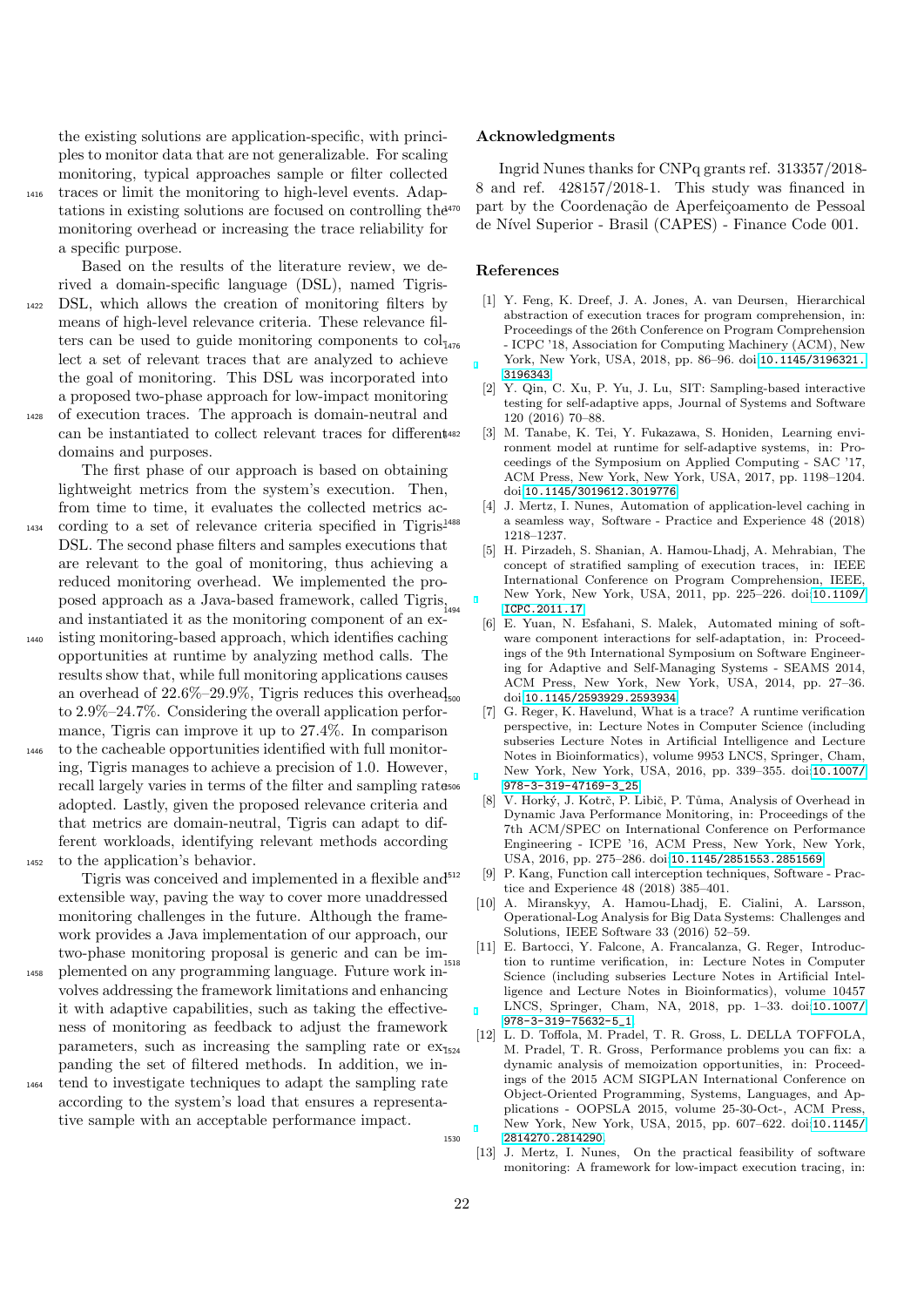the existing solutions are application-specific, with principles to monitor data that are not generalizable. For scaling monitoring, typical approaches sample or filter collected traces or limit the monitoring to high-level events. Adaptations in existing solutions are focused on controlling the monitoring overhead or increasing the trace reliability for a specific purpose.

Based on the results of the literature review, we derived a domain-specific language (DSL), named Tigris-DSL, which allows the creation of monitoring filters by means of high-level relevance criteria. These relevance filters can be used to guide monitoring components to collect a set of relevant traces that are analyzed to achieve the goal of monitoring. This DSL was incorporated into a proposed two-phase approach for low-impact monitoring of execution traces. The approach is domain-neutral and can be instantiated to collect relevant traces for different domains and purposes.

The first phase of our approach is based on obtaining lightweight metrics from the system's execution. Then, from time to time, it evaluates the collected metrics according to a set of relevance criteria specified in Tigris-DSL. The second phase filters and samples executions that are relevant to the goal of monitoring, thus achieving a reduced monitoring overhead. We implemented the proposed approach as a Java-based framework, called Tigris, and instantiated it as the monitoring component of an existing monitoring-based approach, which identifies caching opportunities at runtime by analyzing method calls. The results show that, while full monitoring applications causes an overhead of 22.6%–29.9%, Tigris reduces this overhead to 2.9%–24.7%. Considering the overall application performance, Tigris can improve it up to 27.4%. In comparison to the cacheable opportunities identified with full monitoring, Tigris manages to achieve a precision of 1.0. However, recall largely varies in terms of the filter and sampling rate adopted. Lastly, given the proposed relevance criteria and that metrics are domain-neutral, Tigris can adapt to different workloads, identifying relevant methods according to the application's behavior.

Tigris was conceived and implemented in a flexible and extensible way, paving the way to cover more unaddressed monitoring challenges in the future. Although the framework provides a Java implementation of our approach, our two-phase monitoring proposal is generic and can be implemented on any programming language. Future work involves addressing the framework limitations and enhancing it with adaptive capabilities, such as taking the effectiveness of monitoring as feedback to adjust the framework parameters, such as increasing the sampling rate or expanding the set of filtered methods. In addition, we intend to investigate techniques to adapt the sampling rate according to the system's load that ensures a representative sample with an acceptable performance impact.

## Acknowledgments

Ingrid Nunes thanks for CNPq grants ref. 313357/2018-8 and ref. 428157/2018-1. This study was financed in part by the Coordenação de Aperfeiçoamento de Pessoal de Nível Superior - Brasil (CAPES) - Finance Code 001.

## References

[1] Y. Feng, K. Dreef, J. A. Jones, A. van Deursen, Hierarchical abstraction of execution traces for program comprehension, in: Proceedings of the 26th Conference on Program Comprehension - ICPC '18, Association for Computing Machinery (ACM), New York, New York, USA, 2018, pp. 86–96. doi:10.1145/3196321.3196343.

[2] Y. Qin, C. Xu, P. Yu, J. Lu, SIT: Sampling-based interactive testing for self-adaptive apps, Journal of Systems and Software 120 (2016) 70–88.

[3] M. Tanabe, K. Tei, Y. Fukazawa, S. Honiden, Learning environment model at runtime for self-adaptive systems, in: Proceedings of the Symposium on Applied Computing - SAC '17, ACM Press, New York, New York, USA, 2017, pp. 1198–1204. doi:10.1145/3019612.3019776.

[4] J. Mertz, I. Nunes, Automation of application-level caching in a seamless way, Software - Practice and Experience 48 (2018) 1218–1237.

[5] H. Pirzadeh, S. Shanian, A. Hamou-Lhadj, A. Mehrabian, The concept of stratified sampling of execution traces, in: IEEE International Conference on Program Comprehension, IEEE, New York, New York, USA, 2011, pp. 225–226. doi:10.1109/ICPC.2011.17.

[6] E. Yuan, N. Esfahani, S. Malek, Automated mining of software component interactions for self-adaptation, in: Proceedings of the 9th International Symposium on Software Engineering for Adaptive and Self-Managing Systems - SEAMS 2014, ACM Press, New York, New York, USA, 2014, pp. 27–36. doi:10.1145/2593929.2593934.

[7] G. Reger, K. Havelund, What is a trace? A runtime verification perspective, in: Lecture Notes in Computer Science (including subseries Lecture Notes in Artificial Intelligence and Lecture Notes in Bioinformatics), volume 9953 LNCS, Springer, Cham, New York, New York, USA, 2016, pp. 339–355. doi:10.1007/978-3-319-47169-3_25.

[8] V. Horký, J. Kotrč, P. Libič, P. Tůma, Analysis of Overhead in Dynamic Java Performance Monitoring, in: Proceedings of the 7th ACM/SPEC on International Conference on Performance Engineering - ICPE '16, ACM Press, New York, New York, USA, 2016, pp. 275–286. doi:10.1145/2851553.2851569.

[9] P. Kang, Function call interception techniques, Software - Practice and Experience 48 (2018) 385–401.

[10] A. Miranskyy, A. Hamou-Lhadj, E. Cialini, A. Larsson, Operational-Log Analysis for Big Data Systems: Challenges and Solutions, IEEE Software 33 (2016) 52–59.

[11] E. Bartocci, Y. Falcone, A. Francalanza, G. Reger, Introduction to runtime verification, in: Lecture Notes in Computer Science (including subseries Lecture Notes in Artificial Intelligence and Lecture Notes in Bioinformatics), volume 10457 LNCS, Springer, Cham, NA, 2018, pp. 1–33. doi:10.1007/978-3-319-75632-5_1.

[12] L. D. Toffola, M. Pradel, T. R. Gross, L. DELLA TOFFOLA, M. Pradel, T. R. Gross, Performance problems you can fix: a dynamic analysis of memoization opportunities, in: Proceedings of the 2015 ACM SIGPLAN International Conference on Object-Oriented Programming, Systems, Languages, and Applications - OOPSLA 2015, volume 25-30-Oct-, ACM Press, New York, New York, USA, 2015, pp. 607–622. doi:10.1145/2814270.2814290.

[13] J. Mertz, I. Nunes, On the practical feasibility of software monitoring: A framework for low-impact execution tracing, in: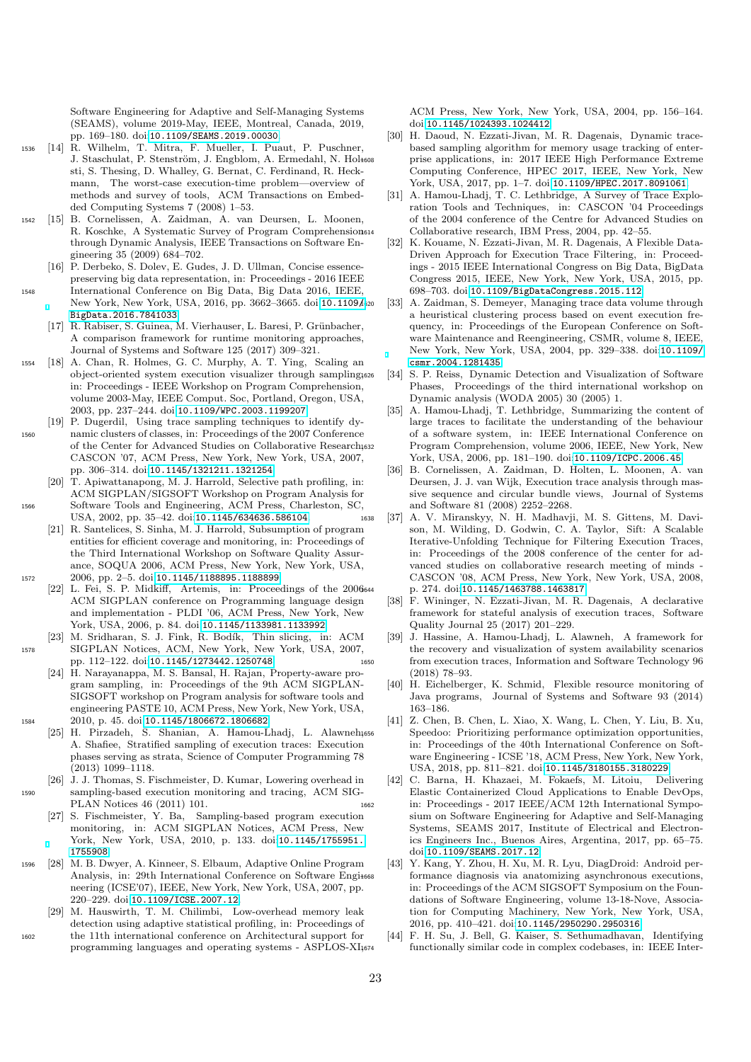Software Engineering for Adaptive and Self-Managing Systems (SEAMS), volume 2019-May, IEEE, Montreal, Canada, 2019, pp. 169–180. doi:10.1109/SEAMS.2019.00030.

[14] R. Wilhelm, T. Mitra, F. Mueller, I. Puaut, P. Puschner, J. Staschulat, P. Stenström, J. Engblom, A. Ermedahl, N. Holsti, S. Thesing, D. Whalley, G. Bernat, C. Ferdinand, R. Heckmann, The worst-case execution-time problem—overview of methods and survey of tools, ACM Transactions on Embedded Computing Systems 7 (2008) 1–53.

[15] B. Cornelissen, A. Zaidman, A. van Deursen, L. Moonen, R. Koschke, A Systematic Survey of Program Comprehension through Dynamic Analysis, IEEE Transactions on Software Engineering 35 (2009) 684–702.

[16] P. Derbeko, S. Dolev, E. Gudes, J. D. Ullman, Concise essence-preserving big data representation, in: Proceedings - 2016 IEEE International Conference on Big Data, Big Data 2016, IEEE, New York, New York, USA, 2016, pp. 3662–3665. doi:10.1109/BigData.2016.7841033.

[17] R. Rabiser, S. Guinea, M. Vierhauser, L. Baresi, P. Grünbacher, A comparison framework for runtime monitoring approaches, Journal of Systems and Software 125 (2017) 309–321.

[18] A. Chan, R. Holmes, G. C. Murphy, A. T. Ying, Scaling an object-oriented system execution visualizer through sampling, in: Proceedings - IEEE Workshop on Program Comprehension, volume 2003-May, IEEE Comput. Soc, Portland, Oregon, USA, 2003, pp. 237–244. doi:10.1109/WPC.2003.1199207.

[19] P. Dugerdil, Using trace sampling techniques to identify dynamic clusters of classes, in: Proceedings of the 2007 Conference of the Center for Advanced Studies on Collaborative Research, CASCON '07, ACM Press, New York, New York, USA, 2007, pp. 306–314. doi:10.1145/1321211.1321254.

[20] T. Apiwattanapong, M. J. Harrold, Selective path profiling, in: ACM SIGPLAN/SIGSOFT Workshop on Program Analysis for Software Tools and Engineering, ACM Press, Charleston, SC, USA, 2002, pp. 35–42. doi:10.1145/634636.586104.

[21] R. Santelices, S. Sinha, M. J. Harrold, Subsumption of program entities for efficient coverage and monitoring, in: Proceedings of the Third International Workshop on Software Quality Assurance, SOQUA 2006, ACM Press, New York, New York, USA, 2006, pp. 2–5. doi:10.1145/1188895.1188899.

[22] L. Fei, S. P. Midkiff, Artemis, in: Proceedings of the 2006 ACM SIGPLAN conference on Programming language design and implementation - PLDI '06, ACM Press, New York, New York, USA, 2006, p. 84. doi:10.1145/1133981.1133992.

[23] M. Sridharan, S. J. Fink, R. Bodík, Thin slicing, in: ACM SIGPLAN Notices, ACM, New York, New York, USA, 2007, pp. 112–122. doi:10.1145/1273442.1250748.

[24] H. Narayanappa, M. S. Bansal, H. Rajan, Property-aware program sampling, in: Proceedings of the 9th ACM SIGPLAN-SIGSOFT workshop on Program analysis for software tools and engineering PASTE 10, ACM Press, New York, New York, USA, 2010, p. 45. doi:10.1145/1806672.1806682.

[25] H. Pirzadeh, S. Shanian, A. Hamou-Lhadj, L. Alawneh, A. Shafiee, Stratified sampling of execution traces: Execution phases serving as strata, Science of Computer Programming 78 (2013) 1099–1118.

[26] J. J. Thomas, S. Fischmeister, D. Kumar, Lowering overhead in sampling-based execution monitoring and tracing, ACM SIGPLAN Notices 46 (2011) 101.

[27] S. Fischmeister, Y. Ba, Sampling-based program execution monitoring, in: ACM SIGPLAN Notices, ACM Press, New York, New York, USA, 2010, p. 133. doi:10.1145/1755951.1755908.

[28] M. B. Dwyer, A. Kinneer, S. Elbaum, Adaptive Online Program Analysis, in: 29th International Conference on Software Engineering (ICSE'07), IEEE, New York, New York, USA, 2007, pp. 220–229. doi:10.1109/ICSE.2007.12.

[29] M. Hauswirth, T. M. Chilimbi, Low-overhead memory leak detection using adaptive statistical profiling, in: Proceedings of the 11th international conference on Architectural support for programming languages and operating systems - ASPLOS-XI, ACM Press, New York, New York, USA, 2004, pp. 156–164. doi:10.1145/1024393.1024412.

[30] H. Daoud, N. Ezzati-Jivan, M. R. Dagenais, Dynamic trace-based sampling algorithm for memory usage tracking of enterprise applications, in: 2017 IEEE High Performance Extreme Computing Conference, HPEC 2017, IEEE, New York, New York, USA, 2017, pp. 1–7. doi:10.1109/HPEC.2017.8091061.

[31] A. Hamou-Lhadj, T. C. Lethbridge, A Survey of Trace Exploration Tools and Techniques, in: CASCON '04 Proceedings of the 2004 conference of the Center for Advanced Studies on Collaborative research, IBM Press, 2004, pp. 42–55.

[32] K. Kouame, N. Ezzati-Jivan, M. R. Dagenais, A Flexible Data-Driven Approach for Execution Trace Filtering, in: Proceedings - 2015 IEEE International Congress on Big Data, BigData Congress 2015, IEEE, New York, New York, USA, 2015, pp. 698–703. doi:10.1109/BigDataCongress.2015.112.

[33] A. Zaidman, S. Demeyer, Managing trace data volume through a heuristical clustering process based on event execution frequency, in: Proceedings of the European Conference on Software Maintenance and Reengineering, CSMR, volume 8, IEEE, New York, New York, USA, 2004, pp. 329–338. doi:10.1109/csmr.2004.1281435.

[34] S. P. Reiss, Dynamic Detection and Visualization of Software Phases, Proceedings of the third international workshop on Dynamic analysis (WODA 2005) 30 (2005) 1.

[35] A. Hamou-Lhadj, T. Lethbridge, Summarizing the content of large traces to facilitate the understanding of the behaviour of a software system, in: IEEE International Conference on Program Comprehension, volume 2006, IEEE, New York, New York, USA, 2006, pp. 181–190. doi:10.1109/ICPC.2006.45.

[36] B. Cornelissen, A. Zaidman, D. Holten, L. Moonen, A. van Deursen, J. J. van Wijk, Execution trace analysis through massive sequence and circular bundle views, Journal of Systems and Software 81 (2008) 2252–2268.

[37] A. V. Miranskyy, N. H. Madhavji, M. S. Gittens, M. Davison, M. Wilding, D. Godwin, C. A. Taylor, Sift: A Scalable Iterative-Unfolding Technique for Filtering Execution Traces, in: Proceedings of the 2008 conference of the center for advanced studies on collaborative research meeting of minds - CASCON '08, ACM Press, New York, New York, USA, 2008, p. 274. doi:10.1145/1463788.1463817.

[38] F. Wininger, N. Ezzati-Jivan, M. R. Dagenais, A declarative framework for stateful analysis of execution traces, Software Quality Journal 25 (2017) 201–229.

[39] J. Hassine, A. Hamou-Lhadj, L. Alawneh, A framework for the recovery and visualization of system availability scenarios from execution traces, Information and Software Technology 96 (2018) 78–93.

[40] H. Eichelberger, K. Schmid, Flexible resource monitoring of Java programs, Journal of Systems and Software 93 (2014) 163–186.

[41] Z. Chen, B. Chen, L. Xiao, X. Wang, L. Chen, Y. Liu, B. Xu, Speedoo: Prioritizing performance optimization opportunities, in: Proceedings of the 40th International Conference on Software Engineering - ICSE '18, ACM Press, New York, New York, USA, 2018, pp. 811–821. doi:10.1145/3180155.3180229.

[42] C. Barna, H. Khazaei, M. Fokaefs, M. Litoiu, Delivering Elastic Containerized Cloud Applications to Enable DevOps, in: Proceedings - 2017 IEEE/ACM 12th International Symposium on Software Engineering for Adaptive and Self-Managing Systems, SEAMS 2017, Institute of Electrical and Electronics Engineers Inc., Buenos Aires, Argentina, 2017, pp. 65–75. doi:10.1109/SEAMS.2017.12.

[43] Y. Kang, Y. Zhou, H. Xu, M. R. Lyu, DiagDroid: Android performance diagnosis via anatomizing asynchronous executions, in: Proceedings of the ACM SIGSOFT Symposium on the Foundations of Software Engineering, volume 13-18-Nove, Association for Computing Machinery, New York, New York, USA, 2016, pp. 410–421. doi:10.1145/2950290.2950316.

[44] F. H. Su, J. Bell, G. Kaiser, S. Sethumadhavan, Identifying functionally similar code in complex codebases, in: IEEE Inter-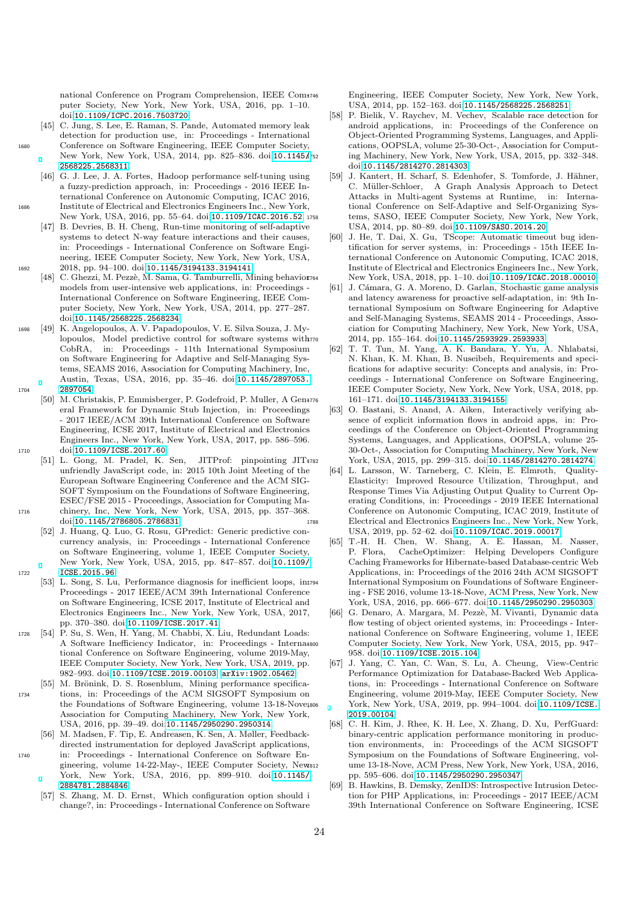national Conference on Program Comprehension, IEEE Computer Society, New York, New York, USA, 2016, pp. 1–10. doi:10.1109/ICPC.2016.7503720.

[45] C. Jung, S. Lee, E. Raman, S. Pande, Automated memory leak detection for production use, in: Proceedings - International Conference on Software Engineering, IEEE Computer Society, New York, New York, USA, 2014, pp. 825–836. doi:10.1145/2568225.2568311.

[46] G. J. Lee, J. A. Fortes, Hadoop performance self-tuning using a fuzzy-prediction approach, in: Proceedings - 2016 IEEE International Conference on Autonomic Computing, ICAC 2016, Institute of Electrical and Electronics Engineers Inc., New York, New York, USA, 2016, pp. 55–64. doi:10.1109/ICAC.2016.52.

[47] B. Devries, B. H. Cheng, Run-time monitoring of self-adaptive systems to detect N-way feature interactions and their causes, in: Proceedings - International Conference on Software Engineering, IEEE Computer Society, New York, New York, USA, 2018, pp. 94–100. doi:10.1145/3194133.3194141.

[48] C. Ghezzi, M. Pezzè, M. Sama, G. Tamburrelli, Mining behavior models from user-intensive web applications, in: Proceedings - International Conference on Software Engineering, IEEE Computer Society, New York, New York, USA, 2014, pp. 277–287. doi:10.1145/2568225.2568234.

[49] K. Angelopoulos, A. V. Papadopoulos, V. E. Silva Souza, J. Mylopoulos, Model predictive control for software systems with CobRA, in: Proceedings - 11th International Symposium on Software Engineering for Adaptive and Self-Managing Systems, SEAMS 2016, Association for Computing Machinery, Inc, Austin, Texas, USA, 2016, pp. 35–46. doi:10.1145/2897053.2897054.

[50] M. Christakis, P. Emmisberger, P. Godefroid, P. Muller, A General Framework for Dynamic Stub Injection, in: Proceedings - 2017 IEEE/ACM 39th International Conference on Software Engineering, ICSE 2017, Institute of Electrical and Electronics Engineers Inc., New York, New York, USA, 2017, pp. 586–596. doi:10.1109/ICSE.2017.60.

[51] L. Gong, M. Pradel, K. Sen, JITProf: pinpointing JIT-unfriendly JavaScript code, in: 2015 10th Joint Meeting of the European Software Engineering Conference and the ACM SIGSOFT Symposium on the Foundations of Software Engineering, ESEC/FSE 2015 - Proceedings, Association for Computing Machinery, Inc, New York, New York, USA, 2015, pp. 357–368. doi:10.1145/2786805.2786831.

[52] J. Huang, Q. Luo, G. Rosu, GPredict: Generic predictive concurrency analysis, in: Proceedings - International Conference on Software Engineering, volume 1, IEEE Computer Society, New York, New York, USA, 2015, pp. 847–857. doi:10.1109/ICSE.2015.96.

[53] L. Song, S. Lu, Performance diagnosis for inefficient loops, in: Proceedings - 2017 IEEE/ACM 39th International Conference on Software Engineering, ICSE 2017, Institute of Electrical and Electronics Engineers Inc., New York, New York, USA, 2017, pp. 370–380. doi:10.1109/ICSE.2017.41.

[54] P. Su, S. Wen, H. Yang, M. Chabbi, X. Liu, Redundant Loads: A Software Inefficiency Indicator, in: Proceedings - International Conference on Software Engineering, volume 2019-May, IEEE Computer Society, New York, New York, USA, 2019, pp. 982–993. doi:10.1109/ICSE.2019.00103. arXiv:1902.05462.

[55] M. Brönink, D. S. Rosenblum, Mining performance specifications, in: Proceedings of the ACM SIGSOFT Symposium on the Foundations of Software Engineering, volume 13-18-Nove, Association for Computing Machinery, New York, New York, USA, 2016, pp. 39–49. doi:10.1145/2950290.2950314.

[56] M. Madsen, F. Tip, E. Andreasen, K. Sen, A. Møller, Feedback-directed instrumentation for deployed JavaScript applications, in: Proceedings - International Conference on Software Engineering, volume 14-22-May-, IEEE Computer Society, New York, New York, USA, 2016, pp. 899–910. doi:10.1145/2884781.2884846.

[57] S. Zhang, M. D. Ernst, Which configuration option should i change?, in: Proceedings - International Conference on Software Engineering, IEEE Computer Society, New York, New York, USA, 2014, pp. 152–163. doi:10.1145/2568225.2568251.

[58] P. Bielik, V. Raychev, M. Vechev, Scalable race detection for android applications, in: Proceedings of the Conference on Object-Oriented Programming Systems, Languages, and Applications, OOPSLA, volume 25-30-Oct-, Association for Computing Machinery, New York, New York, USA, 2015, pp. 332–348. doi:10.1145/2814270.2814303.

[59] J. Kantert, H. Scharf, S. Edenhofer, S. Tomforde, J. Hähner, C. Müller-Schloer, A Graph Analysis Approach to Detect Attacks in Multi-agent Systems at Runtime, in: International Conference on Self-Adaptive and Self-Organizing Systems, SASO, IEEE Computer Society, New York, New York, USA, 2014, pp. 80–89. doi:10.1109/SASO.2014.20.

[60] J. He, T. Dai, X. Gu, TScope: Automatic timeout bug identification for server systems, in: Proceedings - 15th IEEE International Conference on Autonomic Computing, ICAC 2018, Institute of Electrical and Electronics Engineers Inc., New York, New York, USA, 2018, pp. 1–10. doi:10.1109/ICAC.2018.00010.

[61] J. Cámara, G. A. Moreno, D. Garlan, Stochastic game analysis and latency awareness for proactive self-adaptation, in: 9th International Symposium on Software Engineering for Adaptive and Self-Managing Systems, SEAMS 2014 - Proceedings, Association for Computing Machinery, New York, New York, USA, 2014, pp. 155–164. doi:10.1145/2593929.2593933.

[62] T. T. Tun, M. Yang, A. K. Bandara, Y. Yu, A. Nhlabatsi, N. Khan, K. M. Khan, B. Nuseibeh, Requirements and specifications for adaptive security: Concepts and analysis, in: Proceedings - International Conference on Software Engineering, IEEE Computer Society, New York, New York, USA, 2018, pp. 161–171. doi:10.1145/3194133.3194155.

[63] O. Bastani, S. Anand, A. Aiken, Interactively verifying absence of explicit information flows in android apps, in: Proceedings of the Conference on Object-Oriented Programming Systems, Languages, and Applications, OOPSLA, volume 25-30-Oct-, Association for Computing Machinery, New York, New York, USA, 2015, pp. 299–315. doi:10.1145/2814270.2814274.

[64] L. Larsson, W. Tarneberg, C. Klein, E. Elmroth, Quality-Elasticity: Improved Resource Utilization, Throughput, and Response Times Via Adjusting Output Quality to Current Operating Conditions, in: Proceedings - 2019 IEEE International Conference on Autonomic Computing, ICAC 2019, Institute of Electrical and Electronics Engineers Inc., New York, New York, USA, 2019, pp. 52–62. doi:10.1109/ICAC.2019.00017.

[65] T.-H. H. Chen, W. Shang, A. E. Hassan, M. Nasser, P. Flora, CacheOptimizer: Helping Developers Configure Caching Frameworks for Hibernate-based Database-centric Web Applications, in: Proceedings of the 2016 24th ACM SIGSOFT International Symposium on Foundations of Software Engineering - FSE 2016, volume 13-18-Nove, ACM Press, New York, New York, USA, 2016, pp. 666–677. doi:10.1145/2950290.2950303.

[66] G. Denaro, A. Margara, M. Pezzè, M. Vivanti, Dynamic data flow testing of object oriented systems, in: Proceedings - International Conference on Software Engineering, volume 1, IEEE Computer Society, New York, New York, USA, 2015, pp. 947–958. doi:10.1109/ICSE.2015.104.

[67] J. Yang, C. Yan, C. Wan, S. Lu, A. Cheung, View-Centric Performance Optimization for Database-Backed Web Applications, in: Proceedings - International Conference on Software Engineering, volume 2019-May, IEEE Computer Society, New York, New York, USA, 2019, pp. 994–1004. doi:10.1109/ICSE.2019.00104.

[68] C. H. Kim, J. Rhee, K. H. Lee, X. Zhang, D. Xu, PerfGuard: binary-centric application performance monitoring in production environments, in: Proceedings of the ACM SIGSOFT Symposium on the Foundations of Software Engineering, volume 13-18-Nove, ACM Press, New York, New York, USA, 2016, pp. 595–606. doi:10.1145/2950290.2950347.

[69] B. Hawkins, B. Demsky, ZenIDS: Introspective Intrusion Detection for PHP Applications, in: Proceedings - 2017 IEEE/ACM 39th International Conference on Software Engineering, ICSE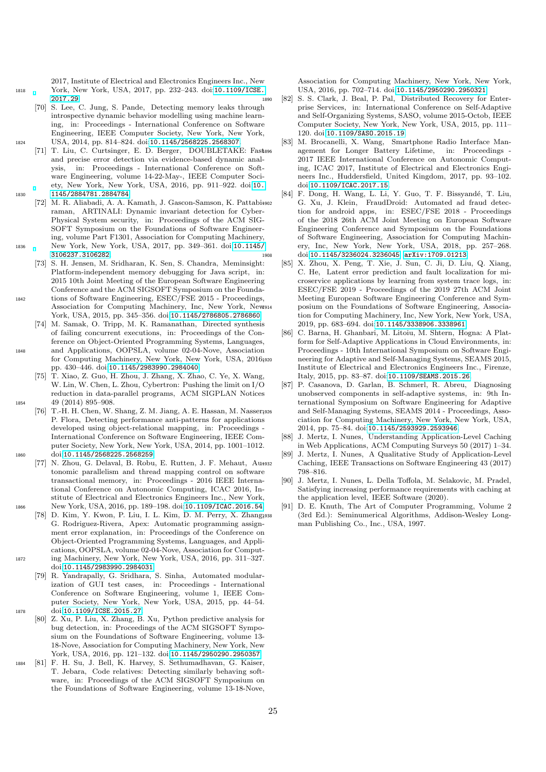2017, Institute of Electrical and Electronics Engineers Inc., New York, New York, USA, 2017, pp. 232–243. doi:10.1109/ICSE.2017.29.

[70] S. Lee, C. Jung, S. Pande, Detecting memory leaks through introspective dynamic behavior modelling using machine learning, in: Proceedings - International Conference on Software Engineering, IEEE Computer Society, New York, New York, USA, 2014, pp. 814–824. doi:10.1145/2568225.2568307.

[71] T. Liu, C. Curtsinger, E. D. Berger, DOUBLETAKE: Fast and precise error detection via evidence-based dynamic analysis, in: Proceedings - International Conference on Software Engineering, volume 14-22-May-, IEEE Computer Society, New York, New York, USA, 2016, pp. 911–922. doi:10.1145/2884781.2884784.

[72] M. R. Aliabadi, A. A. Kamath, J. Gascon-Samson, K. Pattabiraman, ARTINALI: Dynamic invariant detection for Cyber-Physical System security, in: Proceedings of the ACM SIGSOFT Symposium on the Foundations of Software Engineering, volume Part F1301, Association for Computing Machinery, New York, New York, USA, 2017, pp. 349–361. doi:10.1145/3106237.3106282.

[73] S. H. Jensen, M. Sridharan, K. Sen, S. Chandra, Meminsight: Platform-independent memory debugging for Java script, in: 2015 10th Joint Meeting of the European Software Engineering Conference and the ACM SIGSOFT Symposium on the Foundations of Software Engineering, ESEC/FSE 2015 - Proceedings, Association for Computing Machinery, Inc, New York, New York, USA, 2015, pp. 345–356. doi:10.1145/2786805.2786860.

[74] M. Samak, O. Tripp, M. K. Ramanathan, Directed synthesis of failing concurrent executions, in: Proceedings of the Conference on Object-Oriented Programming Systems, Languages, and Applications, OOPSLA, volume 02-04-Nove, Association for Computing Machinery, New York, New York, USA, 2016, pp. 430–446. doi:10.1145/2983990.2984040.

[75] T. Xiao, Z. Guo, H. Zhou, J. Zhang, X. Zhao, C. Ye, X. Wang, W. Lin, W. Chen, L. Zhou, Cybertron: Pushing the limit on I/O reduction in data-parallel programs, ACM SIGPLAN Notices 49 (2014) 895–908.

[76] T.-H. H. Chen, W. Shang, Z. M. Jiang, A. E. Hassan, M. Nasser, P. Flora, Detecting performance anti-patterns for applications developed using object-relational mapping, in: Proceedings - International Conference on Software Engineering, IEEE Computer Society, New York, New York, USA, 2014, pp. 1001–1012. doi:10.1145/2568225.2568259.

[77] N. Zhou, G. Delaval, B. Robu, E. Rutten, J. F. Mehaut, Autonomic parallelism and thread mapping control on software transactional memory, in: Proceedings - 2016 IEEE International Conference on Autonomic Computing, ICAC 2016, Institute of Electrical and Electronics Engineers Inc., New York, New York, USA, 2016, pp. 189–198. doi:10.1109/ICAC.2016.54.

[78] D. Kim, Y. Kwon, P. Liu, I. L. Kim, D. M. Perry, X. Zhang, G. Rodriguez-Rivera, Apex: Automatic programming assignment error explanation, in: Proceedings of the Conference on Object-Oriented Programming Systems, Languages, and Applications, OOPSLA, volume 02-04-Nove, Association for Computing Machinery, New York, New York, USA, 2016, pp. 311–327. doi:10.1145/2983990.2984031.

[79] R. Yandrapally, G. Sridhara, S. Sinha, Automated modularization of GUI test cases, in: Proceedings - International Conference on Software Engineering, volume 1, IEEE Computer Society, New York, New York, USA, 2015, pp. 44–54. doi:10.1109/ICSE.2015.27.

[80] Z. Xu, P. Liu, X. Zhang, B. Xu, Python predictive analysis for bug detection, in: Proceedings of the ACM SIGSOFT Symposium on the Foundations of Software Engineering, volume 13-18-Nove, Association for Computing Machinery, New York, New York, USA, 2016, pp. 121–132. doi:10.1145/2950290.2950357.

[81] F. H. Su, J. Bell, K. Harvey, S. Sethumadhavan, G. Kaiser, T. Jebara, Code relatives: Detecting similarly behaving software, in: Proceedings of the ACM SIGSOFT Symposium on the Foundations of Software Engineering, volume 13-18-Nove, Association for Computing Machinery, New York, New York, USA, 2016, pp. 702–714. doi:10.1145/2950290.2950321.

[82] S. S. Clark, J. Beal, P. Pal, Distributed Recovery for Enterprise Services, in: International Conference on Self-Adaptive and Self-Organizing Systems, SASO, volume 2015-Octob, IEEE Computer Society, New York, New York, USA, 2015, pp. 111–120. doi:10.1109/SASO.2015.19.

[83] M. Brocanelli, X. Wang, Smartphone Radio Interface Management for Longer Battery Lifetime, in: Proceedings - 2017 IEEE International Conference on Autonomic Computing, ICAC 2017, Institute of Electrical and Electronics Engineers Inc., Columbus, United Kingdom, 2017, pp. 93–102. doi:10.1109/ICAC.2017.15.

[84] F. Dong, H. Wang, L. Li, Y. Guo, T. F. Bissyandé, T. Liu, G. Xu, J. Klein, FraudDroid: Automated ad fraud detection for android apps, in: ESEC/FSE 2018 - Proceedings of the 2018 26th ACM Joint Meeting on European Software Engineering Conference and Symposium on the Foundations of Software Engineering, Association for Computing Machinery, Inc, New York, New York, USA, 2018, pp. 257–268. doi:10.1145/3236024.3236045. arXiv:1709.01213.

[85] X. Zhou, X. Peng, T. Xie, J. Sun, C. Ji, D. Liu, Q. Xiang, C. He, Latent error prediction and fault localization for microservice applications by learning from system trace logs, in: ESEC/FSE 2019 - Proceedings of the 2019 27th ACM Joint Meeting European Software Engineering Conference and Symposium on the Foundations of Software Engineering, Association for Computing Machinery, Inc, New York, New York, USA, 2019, pp. 683–694. doi:10.1145/3338906.3338961.

[86] C. Barna, H. Ghanbari, M. Litoiu, M. Shtern, Hogna: A Platform for Self-Adaptive Applications in Cloud Environments, in: Proceedings - 10th International Symposium on Software Engineering for Adaptive and Self-Managing Systems, SEAMS 2015, Institute of Electrical and Electronics Engineers Inc., Firenze, Italy, 2015, pp. 83–87. doi:10.1109/SEAMS.2015.26.

[87] P. Casanova, D. Garlan, B. Schmerl, R. Abreu, Diagnosing unobserved components in self-adaptive systems, in: 9th International Symposium on Software Engineering for Adaptive and Self-Managing Systems, SEAMS 2014 - Proceedings, Association for Computing Machinery, New York, New York, USA, 2014, pp. 75–84. doi:10.1145/2593929.2593946.

[88] J. Mertz, I. Nunes, Understanding Application-Level Caching in Web Applications, ACM Computing Surveys 50 (2017) 1–34.

[89] J. Mertz, I. Nunes, A Qualitative Study of Application-Level Caching, IEEE Transactions on Software Engineering 43 (2017) 798–816.

[90] J. Mertz, I. Nunes, L. Della Toffola, M. Selakovic, M. Pradel, Satisfying increasing performance requirements with caching at the application level, IEEE Software (2020).

[91] D. E. Knuth, The Art of Computer Programming, Volume 2 (3rd Ed.): Seminumerical Algorithms, Addison-Wesley Longman Publishing Co., Inc., USA, 1997.